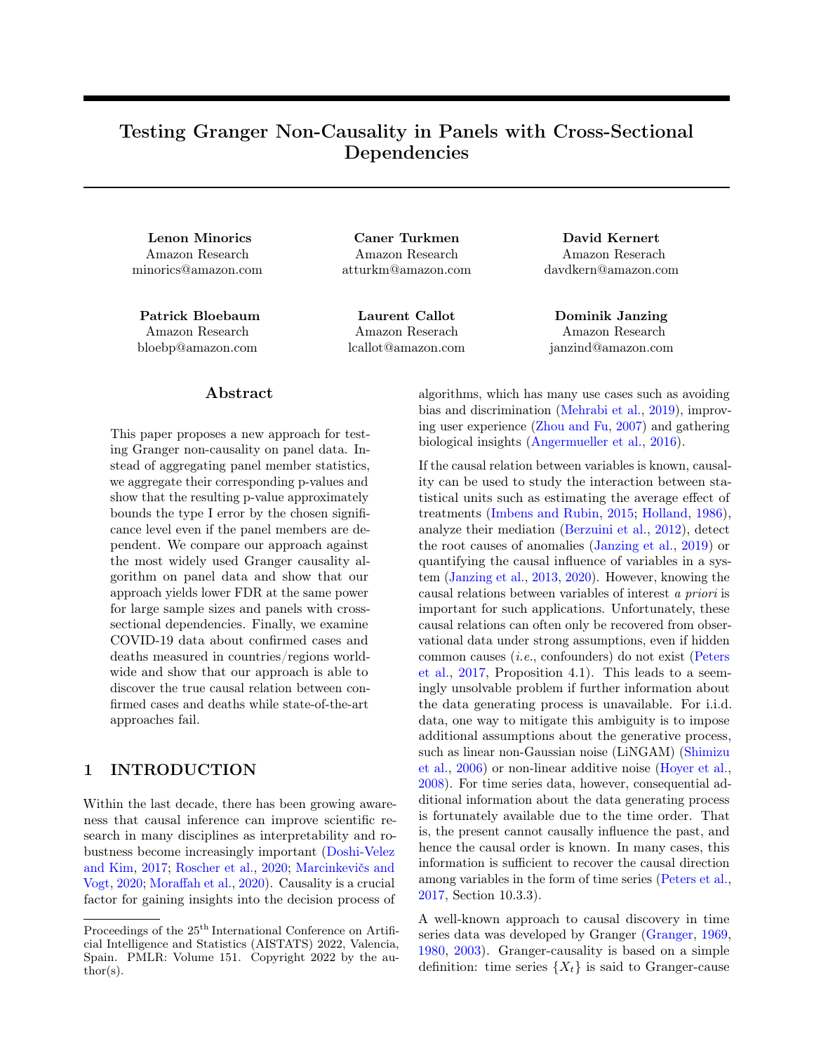# Testing Granger Non-Causality in Panels with Cross-Sectional Dependencies

**Lenon Minorics**
Amazon Research
minorics@amazon.com

**Caner Turkmen**
Amazon Research
atturkm@amazon.com

**David Kernert**
Amazon Reserach
davdkern@amazon.com

**Patrick Bloebaum**
Amazon Research
bloebp@amazon.com

**Laurent Callot**
Amazon Reserach
lcallot@amazon.com

**Dominik Janzing**
Amazon Research
janzind@amazon.com

## Abstract

This paper proposes a new approach for testing Granger non-causality on panel data. Instead of aggregating panel member statistics, we aggregate their corresponding p-values and show that the resulting p-value approximately bounds the type I error by the chosen significance level even if the panel members are dependent. We compare our approach against the most widely used Granger causality algorithm on panel data and show that our approach yields lower FDR at the same power for large sample sizes and panels with cross-sectional dependencies. Finally, we examine COVID-19 data about confirmed cases and deaths measured in countries/regions worldwide and show that our approach is able to discover the true causal relation between confirmed cases and deaths while state-of-the-art approaches fail.

## 1 INTRODUCTION

Within the last decade, there has been growing awareness that causal inference can improve scientific research in many disciplines as interpretability and robustness become increasingly important (Doshi-Velez and Kim, 2017; Roscher et al., 2020; Marcinkevičs and Vogt, 2020; Moraffah et al., 2020). Causality is a crucial factor for gaining insights into the decision process of algorithms, which has many use cases such as avoiding bias and discrimination (Mehrabi et al., 2019), improving user experience (Zhou and Fu, 2007) and gathering biological insights (Angermueller et al., 2016).

If the causal relation between variables is known, causality can be used to study the interaction between statistical units such as estimating the average effect of treatments (Imbens and Rubin, 2015; Holland, 1986), analyze their mediation (Berzuini et al., 2012), detect the root causes of anomalies (Janzing et al., 2019) or quantifying the causal influence of variables in a system (Janzing et al., 2013, 2020). However, knowing the causal relations between variables of interest *a priori* is important for such applications. Unfortunately, these causal relations can often only be recovered from observational data under strong assumptions, even if hidden common causes (*i.e.*, confounders) do not exist (Peters et al., 2017, Proposition 4.1). This leads to a seemingly unsolvable problem if further information about the data generating process is unavailable. For i.i.d. data, one way to mitigate this ambiguity is to impose additional assumptions about the generative process, such as linear non-Gaussian noise (LiNGAM) (Shimizu et al., 2006) or non-linear additive noise (Hoyer et al., 2008). For time series data, however, consequential additional information about the data generating process is fortunately available due to the time order. That is, the present cannot causally influence the past, and hence the causal order is known. In many cases, this information is sufficient to recover the causal direction among variables in the form of time series (Peters et al., 2017, Section 10.3.3).

A well-known approach to causal discovery in time series data was developed by Granger (Granger, 1969, 1980, 2003). Granger-causality is based on a simple definition: time series $\{X_t\}$ is said to Granger-cause

Proceedings of the 25[th] International Conference on Artificial Intelligence and Statistics (AISTATS) 2022, Valencia, Spain. PMLR: Volume 151. Copyright 2022 by the author(s).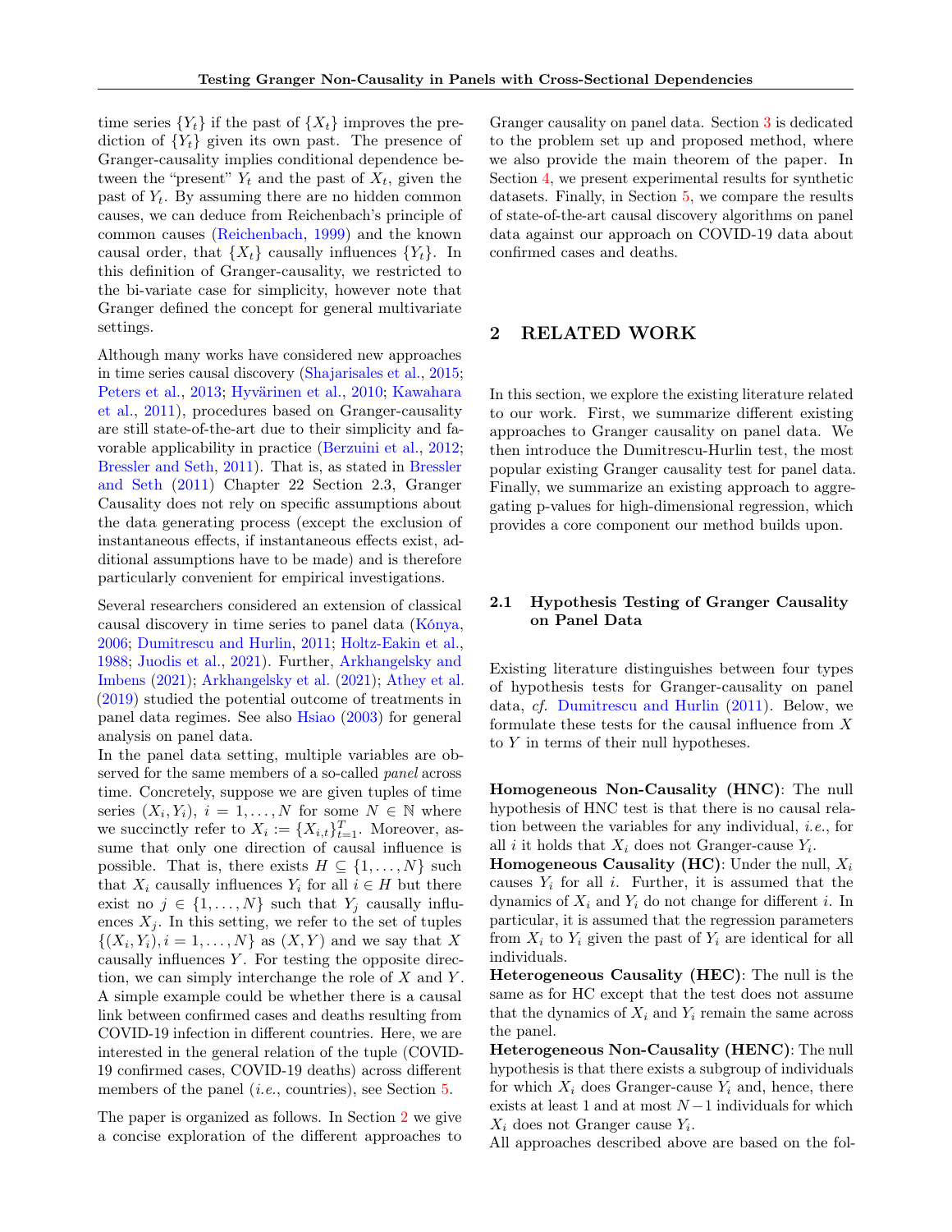time series $\{Y_t\}$ if the past of $\{X_t\}$ improves the prediction of $\{Y_t\}$ given its own past. The presence of Granger-causality implies conditional dependence between the "present" $Y_t$ and the past of $X_t$, given the past of $Y_t$. By assuming there are no hidden common causes, we can deduce from Reichenbach's principle of common causes (Reichenbach, 1999) and the known causal order, that $\{X_t\}$ causally influences $\{Y_t\}$. In this definition of Granger-causality, we restricted to the bi-variate case for simplicity, however note that Granger defined the concept for general multivariate settings.

Although many works have considered new approaches in time series causal discovery (Shajarisales et al., 2015; Peters et al., 2013; Hyvärinen et al., 2010; Kawahara et al., 2011), procedures based on Granger-causality are still state-of-the-art due to their simplicity and favorable applicability in practice (Berzuini et al., 2012; Bressler and Seth, 2011). That is, as stated in Bressler and Seth (2011) Chapter 22 Section 2.3, Granger Causality does not rely on specific assumptions about the data generating process (except the exclusion of instantaneous effects, if instantaneous effects exist, additional assumptions have to be made) and is therefore particularly convenient for empirical investigations.

Several researchers considered an extension of classical causal discovery in time series to panel data (Kónya, 2006; Dumitrescu and Hurlin, 2011; Holtz-Eakin et al., 1988; Juodis et al., 2021). Further, Arkhangelsky and Imbens (2021); Arkhangelsky et al. (2021); Athey et al. (2019) studied the potential outcome of treatments in panel data regimes. See also Hsiao (2003) for general analysis on panel data.
In the panel data setting, multiple variables are observed for the same members of a so-called *panel* across time. Concretely, suppose we are given tuples of time series $(X_i, Y_i)$, $i = 1, \ldots, N$ for some $N \in \mathbb{N}$ where we succinctly refer to $X_i := \{X_{i,t}\}_{t=1}^T$. Moreover, assume that only one direction of causal influence is possible. That is, there exists $H \subseteq \{1, \ldots, N\}$ such that $X_i$ causally influences $Y_i$ for all $i \in H$ but there exist no $j \in \{1, \ldots, N\}$ such that $Y_j$ causally influences $X_j$. In this setting, we refer to the set of tuples $\{(X_i, Y_i), i = 1, \ldots, N\}$ as $(X, Y)$ and we say that $X$ causally influences $Y$. For testing the opposite direction, we can simply interchange the role of $X$ and $Y$. A simple example could be whether there is a causal link between confirmed cases and deaths resulting from COVID-19 infection in different countries. Here, we are interested in the general relation of the tuple (COVID-19 confirmed cases, COVID-19 deaths) across different members of the panel (*i.e.*, countries), see Section 5.

The paper is organized as follows. In Section 2 we give a concise exploration of the different approaches to Granger causality on panel data. Section 3 is dedicated to the problem set up and proposed method, where we also provide the main theorem of the paper. In Section 4, we present experimental results for synthetic datasets. Finally, in Section 5, we compare the results of state-of-the-art causal discovery algorithms on panel data against our approach on COVID-19 data about confirmed cases and deaths.

## 2 RELATED WORK

In this section, we explore the existing literature related to our work. First, we summarize different existing approaches to Granger causality on panel data. We then introduce the Dumitrescu-Hurlin test, the most popular existing Granger causality test for panel data. Finally, we summarize an existing approach to aggregating p-values for high-dimensional regression, which provides a core component our method builds upon.

### 2.1 Hypothesis Testing of Granger Causality on Panel Data

Existing literature distinguishes between four types of hypothesis tests for Granger-causality on panel data, *cf.* Dumitrescu and Hurlin (2011). Below, we formulate these tests for the causal influence from $X$ to $Y$ in terms of their null hypotheses.

**Homogeneous Non-Causality (HNC)**: The null hypothesis of HNC test is that there is no causal relation between the variables for any individual, *i.e.*, for all $i$ it holds that $X_i$ does not Granger-cause $Y_i$.
**Homogeneous Causality (HC)**: Under the null, $X_i$ causes $Y_i$ for all $i$. Further, it is assumed that the dynamics of $X_i$ and $Y_i$ do not change for different $i$. In particular, it is assumed that the regression parameters from $X_i$ to $Y_i$ given the past of $Y_i$ are identical for all individuals.
**Heterogeneous Causality (HEC)**: The null is the same as for HC except that the test does not assume that the dynamics of $X_i$ and $Y_i$ remain the same across the panel.
**Heterogeneous Non-Causality (HENC)**: The null hypothesis is that there exists a subgroup of individuals for which $X_i$ does Granger-cause $Y_i$ and, hence, there exists at least 1 and at most $N-1$ individuals for which $X_i$ does not Granger cause $Y_i$.
All approaches described above are based on the fol-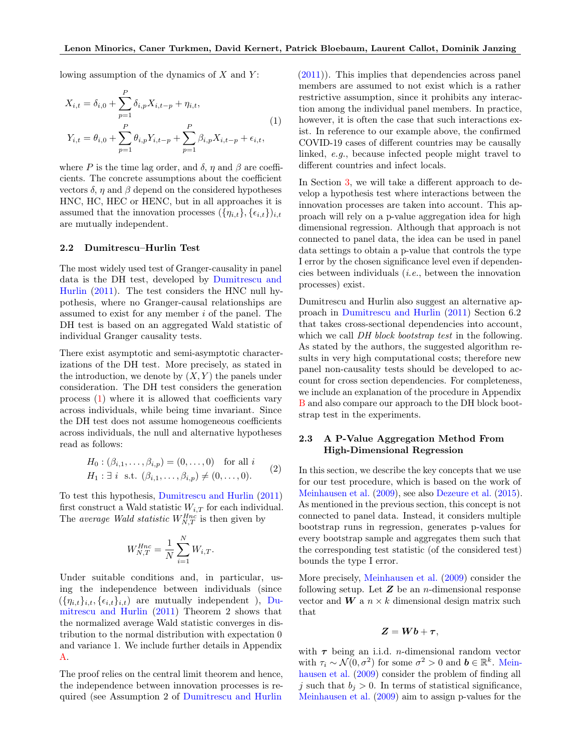lowing assumption of the dynamics of $X$ and $Y$:

$$
\begin{aligned}
X_{i,t} &= \delta_{i,0} + \sum_{p=1}^{P} \delta_{i,p} X_{i,t-p} + \eta_{i,t}, \\
Y_{i,t} &= \theta_{i,0} + \sum_{p=1}^{P} \theta_{i,p} Y_{i,t-p} + \sum_{p=1}^{P} \beta_{i,p} X_{i,t-p} + \epsilon_{i,t},
\end{aligned} \tag{1}
$$

where $P$ is the time lag order, and $\delta$, $\eta$ and $\beta$ are coefficients. The concrete assumptions about the coefficient vectors $\delta$, $\eta$ and $\beta$ depend on the considered hypotheses HNC, HC, HEC or HENC, but in all approaches it is assumed that the innovation processes $(\{\eta_{i,t}\}, \{\epsilon_{i,t}\})_{i,t}$ are mutually independent.

### 2.2 Dumitrescu–Hurlin Test

The most widely used test of Granger-causality in panel data is the DH test, developed by Dumitrescu and Hurlin (2011). The test considers the HNC null hypothesis, where no Granger-causal relationships are assumed to exist for any member $i$ of the panel. The DH test is based on an aggregated Wald statistic of individual Granger causality tests.

There exist asymptotic and semi-asymptotic characterizations of the DH test. More precisely, as stated in the introduction, we denote by $(X, Y)$ the panels under consideration. The DH test considers the generation process (1) where it is allowed that coefficients vary across individuals, while being time invariant. Since the DH test does not assume homogeneous coefficients across individuals, the null and alternative hypotheses read as follows:

$$
\begin{aligned}
&H_0 : (\beta_{i,1}, \ldots, \beta_{i,p}) = (0, \ldots, 0) \quad \text{for all } i \\
&H_1 : \exists\, i \;\; \text{s.t. } (\beta_{i,1}, \ldots, \beta_{i,p}) \neq (0, \ldots, 0).
\end{aligned} \tag{2}
$$

To test this hypothesis, Dumitrescu and Hurlin (2011) first construct a Wald statistic $W_{i,T}$ for each individual. The *average Wald statistic* $W_{N,T}^{Hnc}$ is then given by

$$
W_{N,T}^{Hnc} = \frac{1}{N} \sum_{i=1}^{N} W_{i,T}.
$$

Under suitable conditions and, in particular, using the independence between individuals (since $(\{\eta_{i,t}\}_{i,t}, \{\epsilon_{i,t}\}_{i,t})$ are mutually independent ), Dumitrescu and Hurlin (2011) Theorem 2 shows that the normalized average Wald statistic converges in distribution to the normal distribution with expectation 0 and variance 1. We include further details in Appendix A.

The proof relies on the central limit theorem and hence, the independence between innovation processes is required (see Assumption 2 of Dumitrescu and Hurlin (2011)). This implies that dependencies across panel members are assumed to not exist which is a rather restrictive assumption, since it prohibits any interaction among the individual panel members. In practice, however, it is often the case that such interactions exist. In reference to our example above, the confirmed COVID-19 cases of different countries may be causally linked, *e.g.*, because infected people might travel to different countries and infect locals.

In Section 3, we will take a different approach to develop a hypothesis test where interactions between the innovation processes are taken into account. This approach will rely on a p-value aggregation idea for high dimensional regression. Although that approach is not connected to panel data, the idea can be used in panel data settings to obtain a p-value that controls the type I error by the chosen significance level even if dependencies between individuals (*i.e.*, between the innovation processes) exist.

Dumitrescu and Hurlin also suggest an alternative approach in Dumitrescu and Hurlin (2011) Section 6.2 that takes cross-sectional dependencies into account, which we call *DH block bootstrap test* in the following. As stated by the authors, the suggested algorithm results in very high computational costs; therefore new panel non-causality tests should be developed to account for cross section dependencies. For completeness, we include an explanation of the procedure in Appendix B and also compare our approach to the DH block bootstrap test in the experiments.

### 2.3 A P-Value Aggregation Method From High-Dimensional Regression

In this section, we describe the key concepts that we use for our test procedure, which is based on the work of Meinhausen et al. (2009), see also Dezeure et al. (2015). As mentioned in the previous section, this concept is not connected to panel data. Instead, it considers multiple bootstrap runs in regression, generates p-values for every bootstrap sample and aggregates them such that the corresponding test statistic (of the considered test) bounds the type I error.

More precisely, Meinhausen et al. (2009) consider the following setup. Let $\boldsymbol{Z}$ be an $n$-dimensional response vector and $\boldsymbol{W}$ a $n \times k$ dimensional design matrix such that

$$
\boldsymbol{Z} = \boldsymbol{W}\boldsymbol{b} + \boldsymbol{\tau},
$$

with $\boldsymbol{\tau}$ being an i.i.d. $n$-dimensional random vector with $\tau_i \sim \mathcal{N}(0, \sigma^2)$ for some $\sigma^2 > 0$ and $\boldsymbol{b} \in \mathbb{R}^k$. Meinhausen et al. (2009) consider the problem of finding all $j$ such that $b_j > 0$. In terms of statistical significance, Meinhausen et al. (2009) aim to assign p-values for the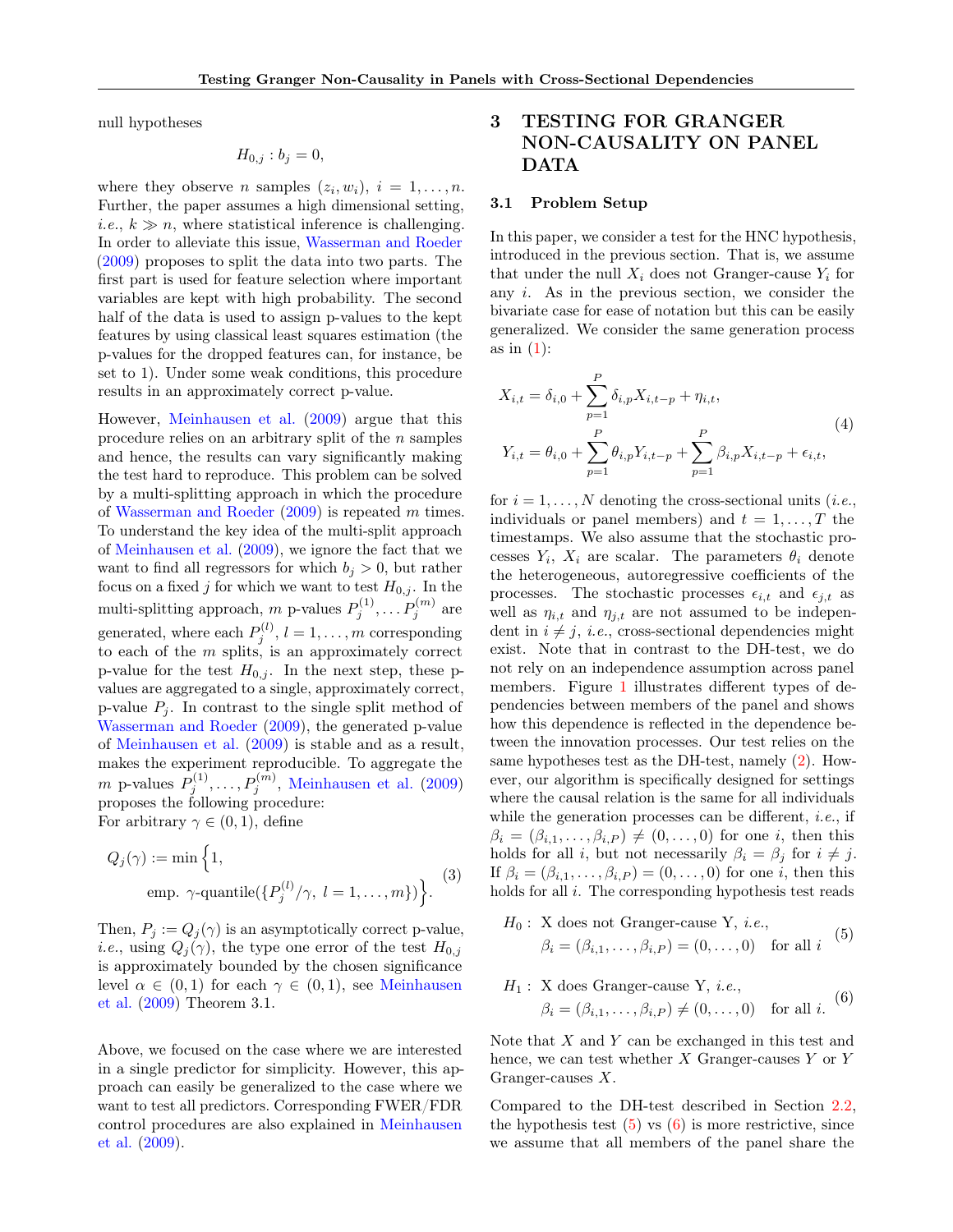null hypotheses

$$H_{0,j} : b_j = 0,$$

where they observe $n$ samples $(z_i, w_i)$, $i = 1, \dots, n$. Further, the paper assumes a high dimensional setting, *i.e.*, $k \gg n$, where statistical inference is challenging. In order to alleviate this issue, Wasserman and Roeder (2009) proposes to split the data into two parts. The first part is used for feature selection where important variables are kept with high probability. The second half of the data is used to assign p-values to the kept features by using classical least squares estimation (the p-values for the dropped features can, for instance, be set to 1). Under some weak conditions, this procedure results in an approximately correct p-value.

However, Meinhausen et al. (2009) argue that this procedure relies on an arbitrary split of the $n$ samples and hence, the results can vary significantly making the test hard to reproduce. This problem can be solved by a multi-splitting approach in which the procedure of Wasserman and Roeder (2009) is repeated $m$ times. To understand the key idea of the multi-split approach of Meinhausen et al. (2009), we ignore the fact that we want to find all regressors for which $b_j > 0$, but rather focus on a fixed $j$ for which we want to test $H_{0,j}$. In the multi-splitting approach, $m$ p-values $P_j^{(1)}, \dots P_j^{(m)}$ are generated, where each $P_j^{(l)}$, $l = 1, \dots, m$ corresponding to each of the $m$ splits, is an approximately correct p-value for the test $H_{0,j}$. In the next step, these p-values are aggregated to a single, approximately correct, p-value $P_j$. In contrast to the single split method of Wasserman and Roeder (2009), the generated p-value of Meinhausen et al. (2009) is stable and as a result, makes the experiment reproducible. To aggregate the $m$ p-values $P_j^{(1)}, \dots, P_j^{(m)}$, Meinhausen et al. (2009) proposes the following procedure:
For arbitrary $\gamma \in (0, 1)$, define

$$Q_j(\gamma) := \min \Big\{ 1, \\ \text{emp. } \gamma\text{-quantile}(\{P_j^{(l)}/\gamma,\ l = 1, \dots, m\}) \Big\}. \tag{3}$$

Then, $P_j := Q_j(\gamma)$ is an asymptotically correct p-value, *i.e.*, using $Q_j(\gamma)$, the type one error of the test $H_{0,j}$ is approximately bounded by the chosen significance level $\alpha \in (0, 1)$ for each $\gamma \in (0, 1)$, see Meinhausen et al. (2009) Theorem 3.1.

Above, we focused on the case where we are interested in a single predictor for simplicity. However, this approach can easily be generalized to the case where we want to test all predictors. Corresponding FWER/FDR control procedures are also explained in Meinhausen et al. (2009).

# 3 TESTING FOR GRANGER NON-CAUSALITY ON PANEL DATA

## 3.1 Problem Setup

In this paper, we consider a test for the HNC hypothesis, introduced in the previous section. That is, we assume that under the null $X_i$ does not Granger-cause $Y_i$ for any $i$. As in the previous section, we consider the bivariate case for ease of notation but this can be easily generalized. We consider the same generation process as in (1):

$$\begin{aligned} X_{i,t} &= \delta_{i,0} + \sum_{p=1}^{P} \delta_{i,p} X_{i,t-p} + \eta_{i,t}, \\ Y_{i,t} &= \theta_{i,0} + \sum_{p=1}^{P} \theta_{i,p} Y_{i,t-p} + \sum_{p=1}^{P} \beta_{i,p} X_{i,t-p} + \epsilon_{i,t}, \end{aligned} \tag{4}$$

for $i = 1, \dots, N$ denoting the cross-sectional units (*i.e.*, individuals or panel members) and $t = 1, \dots, T$ the timestamps. We also assume that the stochastic processes $Y_i$, $X_i$ are scalar. The parameters $\theta_i$ denote the heterogeneous, autoregressive coefficients of the processes. The stochastic processes $\epsilon_{i,t}$ and $\epsilon_{j,t}$ as well as $\eta_{i,t}$ and $\eta_{j,t}$ are not assumed to be independent in $i \neq j$, *i.e.*, cross-sectional dependencies might exist. Note that in contrast to the DH-test, we do not rely on an independence assumption across panel members. Figure 1 illustrates different types of dependencies between members of the panel and shows how this dependence is reflected in the dependence between the innovation processes. Our test relies on the same hypotheses test as the DH-test, namely (2). However, our algorithm is specifically designed for settings where the causal relation is the same for all individuals while the generation processes can be different, *i.e.*, if $\beta_i = (\beta_{i,1}, \dots, \beta_{i,P}) \neq (0, \dots, 0)$ for one $i$, then this holds for all $i$, but not necessarily $\beta_i = \beta_j$ for $i \neq j$. If $\beta_i = (\beta_{i,1}, \dots, \beta_{i,P}) = (0, \dots, 0)$ for one $i$, then this holds for all $i$. The corresponding hypothesis test reads

$$\begin{aligned} H_0 :\ & \text{X does not Granger-cause Y, } i.e., \\ & \beta_i = (\beta_{i,1}, \dots, \beta_{i,P}) = (0, \dots, 0) \quad \text{for all } i \end{aligned} \tag{5}$$

$$\begin{aligned} H_1 :\ & \text{X does Granger-cause Y, } i.e., \\ & \beta_i = (\beta_{i,1}, \dots, \beta_{i,P}) \neq (0, \dots, 0) \quad \text{for all } i. \end{aligned} \tag{6}$$

Note that $X$ and $Y$ can be exchanged in this test and hence, we can test whether $X$ Granger-causes $Y$ or $Y$ Granger-causes $X$.

Compared to the DH-test described in Section 2.2, the hypothesis test (5) vs (6) is more restrictive, since we assume that all members of the panel share the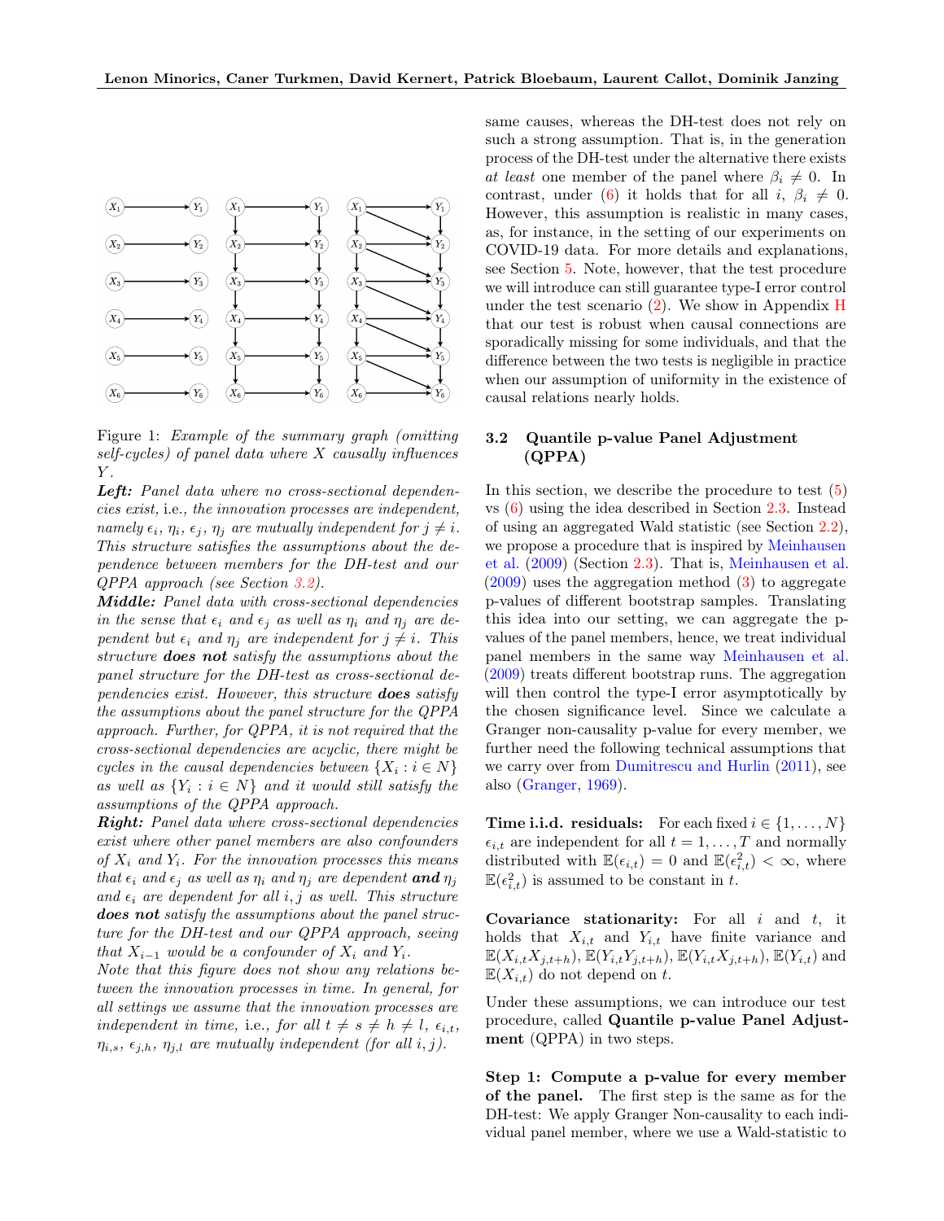Figure 1: *Example of the summary graph (omitting self-cycles) of panel data where X causally influences Y.*

***Left:*** *Panel data where no cross-sectional dependencies exist,* i.e., *the innovation processes are independent, namely $\epsilon_i$, $\eta_i$, $\epsilon_j$, $\eta_j$ are mutually independent for $j \neq i$. This structure satisfies the assumptions about the dependence between members for the DH-test and our QPPA approach (see Section 3.2).*

***Middle:*** *Panel data with cross-sectional dependencies in the sense that $\epsilon_i$ and $\epsilon_j$ as well as $\eta_i$ and $\eta_j$ are dependent but $\epsilon_i$ and $\eta_j$ are independent for $j \neq i$. This structure* ***does not*** *satisfy the assumptions about the panel structure for the DH-test as cross-sectional dependencies exist. However, this structure* ***does*** *satisfy the assumptions about the panel structure for the QPPA approach. Further, for QPPA, it is not required that the cross-sectional dependencies are acyclic, there might be cycles in the causal dependencies between $\{X_i : i \in N\}$ as well as $\{Y_i : i \in N\}$ and it would still satisfy the assumptions of the QPPA approach.*

***Right:*** *Panel data where cross-sectional dependencies exist where other panel members are also confounders of $X_i$ and $Y_i$. For the innovation processes this means that $\epsilon_i$ and $\epsilon_j$ as well as $\eta_i$ and $\eta_j$ are dependent* ***and*** *$\eta_j$ and $\epsilon_i$ are dependent for all $i, j$ as well. This structure* ***does not*** *satisfy the assumptions about the panel structure for the DH-test and our QPPA approach, seeing that $X_{i-1}$ would be a confounder of $X_i$ and $Y_i$.*

*Note that this figure does not show any relations between the innovation processes in time. In general, for all settings we assume that the innovation processes are independent in time, i.e., for all $t \neq s \neq h \neq l$, $\epsilon_{i,t}$, $\eta_{i,s}$, $\epsilon_{j,h}$, $\eta_{j,l}$ are mutually independent (for all $i, j$).*

same causes, whereas the DH-test does not rely on such a strong assumption. That is, in the generation process of the DH-test under the alternative there exists *at least* one member of the panel where $\beta_i \neq 0$. In contrast, under (6) it holds that for all $i$, $\beta_i \neq 0$. However, this assumption is realistic in many cases, as, for instance, in the setting of our experiments on COVID-19 data. For more details and explanations, see Section 5. Note, however, that the test procedure we will introduce can still guarantee type-I error control under the test scenario (2). We show in Appendix H that our test is robust when causal connections are sporadically missing for some individuals, and that the difference between the two tests is negligible in practice when our assumption of uniformity in the existence of causal relations nearly holds.

### 3.2 Quantile p-value Panel Adjustment (QPPA)

In this section, we describe the procedure to test (5) vs (6) using the idea described in Section 2.3. Instead of using an aggregated Wald statistic (see Section 2.2), we propose a procedure that is inspired by Meinhausen et al. (2009) (Section 2.3). That is, Meinhausen et al. (2009) uses the aggregation method (3) to aggregate p-values of different bootstrap samples. Translating this idea into our setting, we can aggregate the p-values of the panel members, hence, we treat individual panel members in the same way Meinhausen et al. (2009) treats different bootstrap runs. The aggregation will then control the type-I error asymptotically by the chosen significance level. Since we calculate a Granger non-causality p-value for every member, we further need the following technical assumptions that we carry over from Dumitrescu and Hurlin (2011), see also (Granger, 1969).

**Time i.i.d. residuals:** For each fixed $i \in \{1, \ldots, N\}$ $\epsilon_{i,t}$ are independent for all $t = 1, \ldots, T$ and normally distributed with $\mathbb{E}(\epsilon_{i,t}) = 0$ and $\mathbb{E}(\epsilon_{i,t}^2) < \infty$, where $\mathbb{E}(\epsilon_{i,t}^2)$ is assumed to be constant in $t$.

**Covariance stationarity:** For all $i$ and $t$, it holds that $X_{i,t}$ and $Y_{i,t}$ have finite variance and $\mathbb{E}(X_{i,t}X_{j,t+h})$, $\mathbb{E}(Y_{i,t}Y_{j,t+h})$, $\mathbb{E}(Y_{i,t}X_{j,t+h})$, $\mathbb{E}(Y_{i,t})$ and $\mathbb{E}(X_{i,t})$ do not depend on $t$.

Under these assumptions, we can introduce our test procedure, called **Quantile p-value Panel Adjustment** (QPPA) in two steps.

**Step 1: Compute a p-value for every member of the panel.** The first step is the same as for the DH-test: We apply Granger Non-causality to each individual panel member, where we use a Wald-statistic to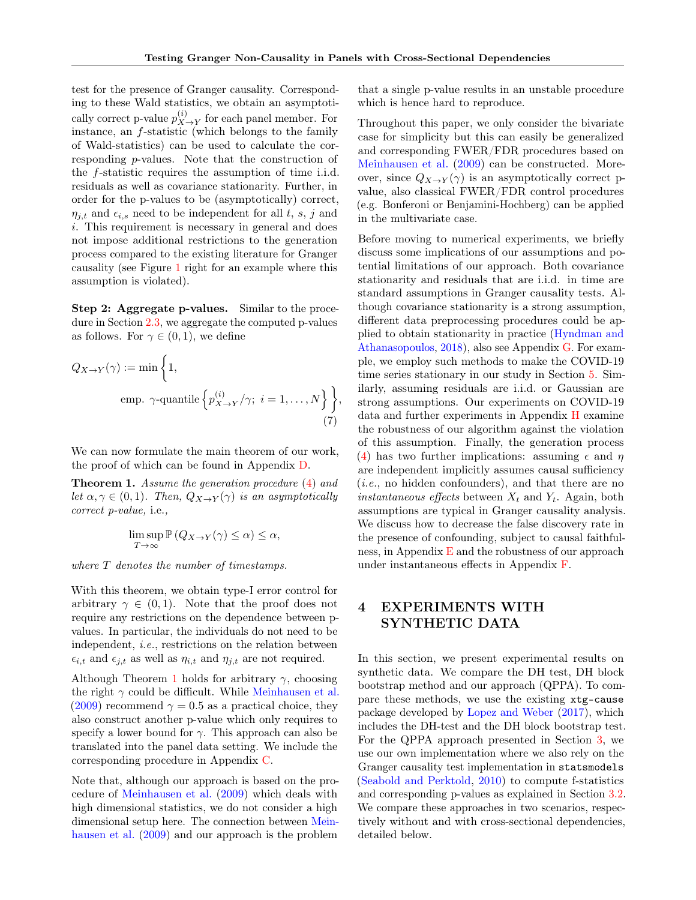test for the presence of Granger causality. Corresponding to these Wald statistics, we obtain an asymptotically correct p-value $p^{(i)}_{X\to Y}$ for each panel member. For instance, an $f$-statistic (which belongs to the family of Wald-statistics) can be used to calculate the corresponding $p$-values. Note that the construction of the $f$-statistic requires the assumption of time i.i.d. residuals as well as covariance stationarity. Further, in order for the p-values to be (asymptotically) correct, $\eta_{j,t}$ and $\epsilon_{i,s}$ need to be independent for all $t$, $s$, $j$ and $i$. This requirement is necessary in general and does not impose additional restrictions to the generation process compared to the existing literature for Granger causality (see Figure 1 right for an example where this assumption is violated).

**Step 2: Aggregate p-values.** Similar to the procedure in Section 2.3, we aggregate the computed p-values as follows. For $\gamma \in (0,1)$, we define

$$Q_{X\to Y}(\gamma) := \min\Big\{1, \text{emp. } \gamma\text{-quantile}\Big\{p^{(i)}_{X\to Y}/\gamma;\ i=1,\dots,N\Big\}\Big\}, \tag{7}$$

We can now formulate the main theorem of our work, the proof of which can be found in Appendix D.

**Theorem 1.** *Assume the generation procedure (4) and let $\alpha, \gamma \in (0,1)$. Then, $Q_{X\to Y}(\gamma)$ is an asymptotically correct p-value,* i.e.*,*

$$\limsup_{T\to\infty} \mathbb{P}\left(Q_{X\to Y}(\gamma) \le \alpha\right) \le \alpha,$$

*where $T$ denotes the number of timestamps.*

With this theorem, we obtain type-I error control for arbitrary $\gamma \in (0,1)$. Note that the proof does not require any restrictions on the dependence between p-values. In particular, the individuals do not need to be independent, *i.e.*, restrictions on the relation between $\epsilon_{i,t}$ and $\epsilon_{j,t}$ as well as $\eta_{i,t}$ and $\eta_{j,t}$ are not required.

Although Theorem 1 holds for arbitrary $\gamma$, choosing the right $\gamma$ could be difficult. While Meinhausen et al. (2009) recommend $\gamma = 0.5$ as a practical choice, they also construct another p-value which only requires to specify a lower bound for $\gamma$. This approach can also be translated into the panel data setting. We include the corresponding procedure in Appendix C.

Note that, although our approach is based on the procedure of Meinhausen et al. (2009) which deals with high dimensional statistics, we do not consider a high dimensional setup here. The connection between Meinhausen et al. (2009) and our approach is the problem that a single p-value results in an unstable procedure which is hence hard to reproduce.

Throughout this paper, we only consider the bivariate case for simplicity but this can easily be generalized and corresponding FWER/FDR procedures based on Meinhausen et al. (2009) can be constructed. Moreover, since $Q_{X\to Y}(\gamma)$ is an asymptotically correct p-value, also classical FWER/FDR control procedures (e.g. Bonferoni or Benjamini-Hochberg) can be applied in the multivariate case.

Before moving to numerical experiments, we briefly discuss some implications of our assumptions and potential limitations of our approach. Both covariance stationarity and residuals that are i.i.d. in time are standard assumptions in Granger causality tests. Although covariance stationarity is a strong assumption, different data preprocessing procedures could be applied to obtain stationarity in practice (Hyndman and Athanasopoulos, 2018), also see Appendix G. For example, we employ such methods to make the COVID-19 time series stationary in our study in Section 5. Similarly, assuming residuals are i.i.d. or Gaussian are strong assumptions. Our experiments on COVID-19 data and further experiments in Appendix H examine the robustness of our algorithm against the violation of this assumption. Finally, the generation process (4) has two further implications: assuming $\epsilon$ and $\eta$ are independent implicitly assumes causal sufficiency (*i.e.*, no hidden confounders), and that there are no *instantaneous effects* between $X_t$ and $Y_t$. Again, both assumptions are typical in Granger causality analysis. We discuss how to decrease the false discovery rate in the presence of confounding, subject to causal faithfulness, in Appendix E and the robustness of our approach under instantaneous effects in Appendix F.

# 4 EXPERIMENTS WITH SYNTHETIC DATA

In this section, we present experimental results on synthetic data. We compare the DH test, DH block bootstrap method and our approach (QPPA). To compare these methods, we use the existing `xtg-cause` package developed by Lopez and Weber (2017), which includes the DH-test and the DH block bootstrap test. For the QPPA approach presented in Section 3, we use our own implementation where we also rely on the Granger causality test implementation in `statsmodels` (Seabold and Perktold, 2010) to compute f-statistics and corresponding p-values as explained in Section 3.2. We compare these approaches in two scenarios, respectively without and with cross-sectional dependencies, detailed below.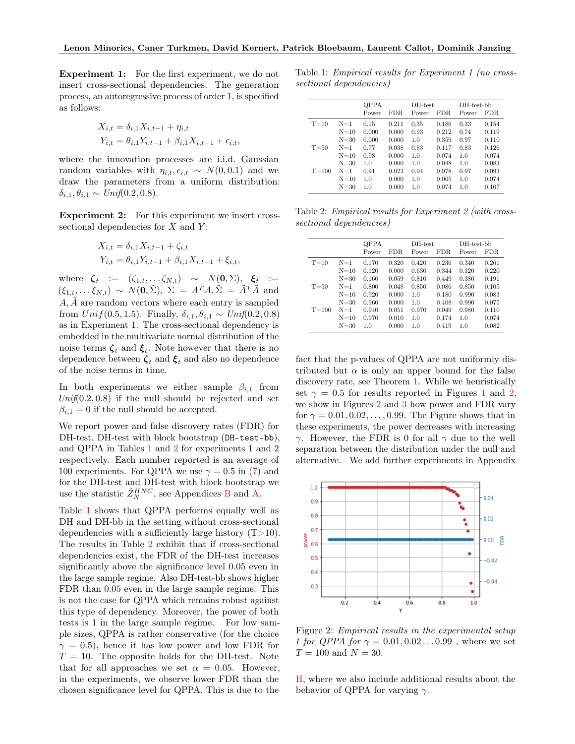**Experiment 1:** For the first experiment, we do not insert cross-sectional dependencies. The generation process, an autoregressive process of order 1, is specified as follows:

$$X_{i,t} = \delta_{i,1} X_{i,t-1} + \eta_{i,t}$$
$$Y_{i,t} = \theta_{i,1} Y_{i,t-1} + \beta_{i,1} X_{i,t-1} + \epsilon_{i,t},$$

where the innovation processes are i.i.d. Gaussian random variables with $\eta_{i,t}, \epsilon_{i,t} \sim N(0, 0.1)$ and we draw the parameters from a uniform distribution: $\delta_{i,1}, \theta_{i,1} \sim \mathit{Unif}(0.2, 0.8)$.

**Experiment 2:** For this experiment we insert cross-sectional dependencies for $X$ and $Y$:

$$X_{i,t} = \delta_{i,1} X_{i,t-1} + \zeta_{i,t}$$
$$Y_{i,t} = \theta_{i,1} Y_{i,t-1} + \beta_{i,1} X_{i,t-1} + \xi_{i,t},$$

where $\boldsymbol{\zeta}_t := (\zeta_{1,t}, \dots \zeta_{N,t}) \sim N(\mathbf{0}, \Sigma)$, $\boldsymbol{\xi}_t := (\xi_{1,t}, \dots \xi_{N,t}) \sim N(\mathbf{0}, \tilde{\Sigma})$, $\Sigma = A^T A, \tilde{\Sigma} = \tilde{A}^T \tilde{A}$ and $A, \tilde{A}$ are random vectors where each entry is sampled from $Unif(0.5, 1.5)$. Finally, $\delta_{i,1}, \theta_{i,1} \sim Unif(0.2, 0.8)$ as in Experiment 1. The cross-sectional dependency is embedded in the multivariate normal distribution of the noise terms $\boldsymbol{\zeta}_t$ and $\boldsymbol{\xi}_t$. Note however that there is no dependence between $\boldsymbol{\zeta}_t$ and $\boldsymbol{\xi}_t$ and also no dependence of the noise terms in time.

In both experiments we either sample $\beta_{i,1}$ from $\mathit{Unif}(0.2, 0.8)$ if the null should be rejected and set $\beta_{i,1} = 0$ if the null should be accepted.

We report power and false discovery rates (FDR) for DH-test, DH-test with block bootstrap (`DH-test-bb`), and QPPA in Tables 1 and 2 for experiments 1 and 2 respectively. Each number reported is an average of 100 experiments. For QPPA we use $\gamma = 0.5$ in (7) and for the DH-test and DH-test with block bootstrap we use the statistic $\tilde{Z}_N^{HNC}$, see Appendices B and A.

Table 1 shows that QPPA performs equally well as DH and DH-bb in the setting without cross-sectional dependencies with a sufficiently large history (T>10). The results in Table 2 exhibit that if cross-sectional dependencies exist, the FDR of the DH-test increases significantly above the significance level 0.05 even in the large sample regime. Also DH-test-bb shows higher FDR than 0.05 even in the large sample regime. This is not the case for QPPA which remains robust against this type of dependency. Moreover, the power of both tests is 1 in the large sample regime. For low sample sizes, QPPA is rather conservative (for the choice $\gamma = 0.5$), hence it has low power and low FDR for $T = 10$. The opposite holds for the DH-test. Note that for all approaches we set $\alpha = 0.05$. However, in the experiments, we observe lower FDR than the chosen significance level for QPPA. This is due to the fact that the p-values of QPPA are not uniformly distributed but $\alpha$ is only an upper bound for the false discovery rate, see Theorem 1. While we heuristically set $\gamma = 0.5$ for results reported in Figures 1 and 2, we show in Figures 2 and 3 how power and FDR vary for $\gamma = 0.01, 0.02, \dots, 0.99$. The Figure shows that in these experiments, the power decreases with increasing $\gamma$. However, the FDR is 0 for all $\gamma$ due to the well separation between the distribution under the null and alternative. We add further experiments in Appendix H, where we also include additional results about the behavior of QPPA for varying $\gamma$.

Table 1: *Empirical results for Experiment 1 (no cross-sectional dependencies)*

| | | QPPA | | DH-test | | DH-test-bb | |
|---|---|---|---|---|---|---|---|
| | | Power | FDR | Power | FDR | Power | FDR |
| T=10 | N=1 | 0.15 | 0.211 | 0.35 | 0.186 | 0.33 | 0.154 |
| | N=10 | 0.000 | 0.000 | 0.93 | 0.212 | 0.74 | 0.119 |
| | N=30 | 0.000 | 0.000 | 1.0 | 0.359 | 0.97 | 0.110 |
| T=50 | N=1 | 0.77 | 0.038 | 0.83 | 0.117 | 0.83 | 0.126 |
| | N=10 | 0.98 | 0.000 | 1.0 | 0.074 | 1.0 | 0.074 |
| | N=30 | 1.0 | 0.000 | 1.0 | 0.048 | 1.0 | 0.083 |
| T=100 | N=1 | 0.91 | 0.022 | 0.94 | 0.078 | 0.97 | 0.093 |
| | N=10 | 1.0 | 0.000 | 1.0 | 0.065 | 1.0 | 0.074 |
| | N=30 | 1.0 | 0.000 | 1.0 | 0.074 | 1.0 | 0.107 |

Table 2: *Empirical results for Experiment 2 (with cross-sectional dependencies)*

| | | QPPA | | DH-test | | DH-test-bb | |
|---|---|---|---|---|---|---|---|
| | | Power | FDR | Power | FDR | Power | FDR |
| T=10 | N=1 | 0.170 | 0.320 | 0.420 | 0.236 | 0.340 | 0.261 |
| | N=10 | 0.120 | 0.000 | 0.630 | 0.344 | 0.320 | 0.220 |
| | N=30 | 0.160 | 0.059 | 0.810 | 0.449 | 0.380 | 0.191 |
| T=50 | N=1 | 0.800 | 0.048 | 0.850 | 0.086 | 0.850 | 0.105 |
| | N=10 | 0.920 | 0.000 | 1.0 | 0.180 | 0.990 | 0.083 |
| | N=30 | 0.960 | 0.000 | 1.0 | 0.408 | 0.990 | 0.075 |
| T=100 | N=1 | 0.940 | 0.051 | 0.970 | 0.049 | 0.980 | 0.110 |
| | N=10 | 0.970 | 0.010 | 1.0 | 0.174 | 1.0 | 0.074 |
| | N=30 | 1.0 | 0.000 | 1.0 | 0.419 | 1.0 | 0.082 |

power
FDR
γ
1.0
0.9
0.8
0.7
0.6
0.5
0.4
0.3
0.04
0.02
0.00
−0.02
−0.04
0.2
0.4
0.6
0.8
1.0

Figure 2: *Empirical results in the experimental setup 1 for QPPA for* $\gamma = 0.01, 0.02 \dots 0.99$ *, where we set* $T = 100$ *and* $N = 30$.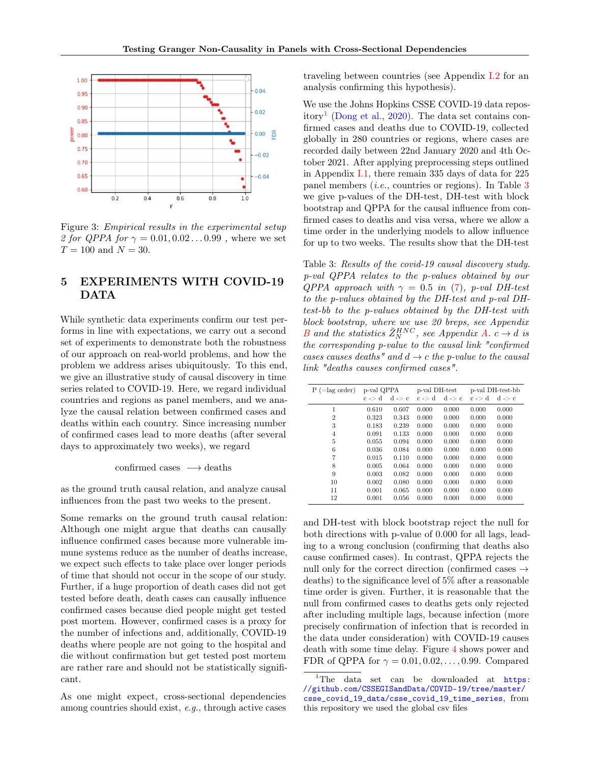power

1.00
0.95
0.90
0.85
0.80
0.75
0.70
0.65
0.60

0.2 0.4 0.6 0.8 1.0

$\gamma$

FDR

0.04
0.02
0.00
−0.02
−0.04

Figure 3: *Empirical results in the experimental setup 2 for QPPA for* $\gamma = 0.01, 0.02 \ldots 0.99$ , where we set $T = 100$ and $N = 30$.

## 5 EXPERIMENTS WITH COVID-19 DATA

While synthetic data experiments confirm our test performs in line with expectations, we carry out a second set of experiments to demonstrate both the robustness of our approach on real-world problems, and how the problem we address arises ubiquitously. To this end, we give an illustrative study of causal discovery in time series related to COVID-19. Here, we regard individual countries and regions as panel members, and we analyze the causal relation between confirmed cases and deaths within each country. Since increasing number of confirmed cases lead to more deaths (after several days to approximately two weeks), we regard

$$\text{confirmed cases} \longrightarrow \text{deaths}$$

as the ground truth causal relation, and analyze causal influences from the past two weeks to the present.

Some remarks on the ground truth causal relation: Although one might argue that deaths can causally influence confirmed cases because more vulnerable immune systems reduce as the number of deaths increase, we expect such effects to take place over longer periods of time that should not occur in the scope of our study. Further, if a huge proportion of death cases did not get tested before death, death cases can causally influence confirmed cases because died people might get tested post mortem. However, confirmed cases is a proxy for the number of infections and, additionally, COVID-19 deaths where people are not going to the hospital and die without confirmation but get tested post mortem are rather rare and should not be statistically significant.

As one might expect, cross-sectional dependencies among countries should exist, *e.g.*, through active cases traveling between countries (see Appendix I.2 for an analysis confirming this hypothesis).

We use the Johns Hopkins CSSE COVID-19 data repository[1] (Dong et al., 2020). The data set contains confirmed cases and deaths due to COVID-19, collected globally in 280 countries or regions, where cases are recorded daily between 22nd January 2020 and 4th October 2021. After applying preprocessing steps outlined in Appendix I.1, there remain 335 days of data for 225 panel members (*i.e.*, countries or regions). In Table 3 we give p-values of the DH-test, DH-test with block bootstrap and QPPA for the causal influence from confirmed cases to deaths and visa versa, where we allow a time order in the underlying models to allow influence for up to two weeks. The results show that the DH-test

Table 3: *Results of the covid-19 causal discovery study. p-val QPPA relates to the p-values obtained by our QPPA approach with* $\gamma = 0.5$ *in (7), p-val DH-test to the p-values obtained by the DH-test and p-val DH-test-bb to the p-values obtained by the DH-test with block bootstrap, where we use 20 breps, see Appendix B and the statistics* $\tilde{Z}_N^{HNC}$*, see Appendix A.* $c \to d$ *is the corresponding p-value to the causal link "confirmed cases causes deaths" and* $d \to c$ *the p-value to the causal link "deaths causes confirmed cases".*

| P (=lag order) | p-val QPPA | | p-val DH-test | | p-val DH-test-bb | |
|---|---|---|---|---|---|---|
| | c -> d | d -> c | c -> d | d -> c | c -> d | d -> c |
| 1 | 0.610 | 0.607 | 0.000 | 0.000 | 0.000 | 0.000 |
| 2 | 0.323 | 0.343 | 0.000 | 0.000 | 0.000 | 0.000 |
| 3 | 0.183 | 0.239 | 0.000 | 0.000 | 0.000 | 0.000 |
| 4 | 0.091 | 0.133 | 0.000 | 0.000 | 0.000 | 0.000 |
| 5 | 0.055 | 0.094 | 0.000 | 0.000 | 0.000 | 0.000 |
| 6 | 0.036 | 0.084 | 0.000 | 0.000 | 0.000 | 0.000 |
| 7 | 0.015 | 0.110 | 0.000 | 0.000 | 0.000 | 0.000 |
| 8 | 0.005 | 0.064 | 0.000 | 0.000 | 0.000 | 0.000 |
| 9 | 0.003 | 0.082 | 0.000 | 0.000 | 0.000 | 0.000 |
| 10 | 0.002 | 0.080 | 0.000 | 0.000 | 0.000 | 0.000 |
| 11 | 0.001 | 0.065 | 0.000 | 0.000 | 0.000 | 0.000 |
| 12 | 0.001 | 0.056 | 0.000 | 0.000 | 0.000 | 0.000 |

and DH-test with block bootstrap reject the null for both directions with p-value of 0.000 for all lags, leading to a wrong conclusion (confirming that deaths also cause confirmed cases). In contrast, QPPA rejects the null only for the correct direction (confirmed cases → deaths) to the significance level of 5% after a reasonable time order is given. Further, it is reasonable that the null from confirmed cases to deaths gets only rejected after including multiple lags, because infection (more precisely confirmation of infection that is recorded in the data under consideration) with COVID-19 causes death with some time delay. Figure 4 shows power and FDR of QPPA for $\gamma = 0.01, 0.02, \ldots, 0.99$. Compared

[1] The data set can be downloaded at https://github.com/CSSEGISandData/COVID-19/tree/master/csse_covid_19_data/csse_covid_19_time_series, from this repository we used the global csv files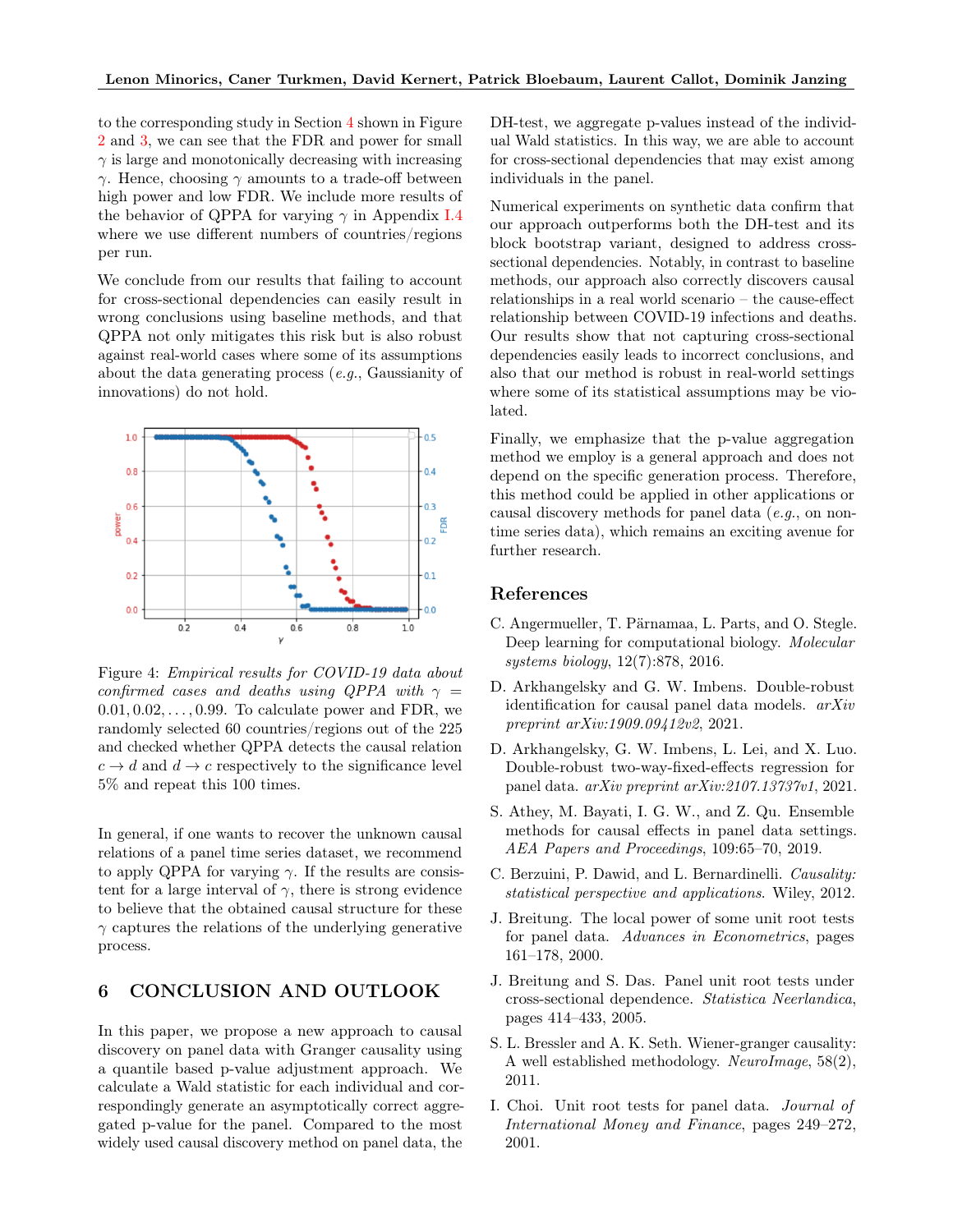to the corresponding study in Section 4 shown in Figure 2 and 3, we can see that the FDR and power for small $\gamma$ is large and monotonically decreasing with increasing $\gamma$. Hence, choosing $\gamma$ amounts to a trade-off between high power and low FDR. We include more results of the behavior of QPPA for varying $\gamma$ in Appendix I.4 where we use different numbers of countries/regions per run.

We conclude from our results that failing to account for cross-sectional dependencies can easily result in wrong conclusions using baseline methods, and that QPPA not only mitigates this risk but is also robust against real-world cases where some of its assumptions about the data generating process (*e.g.*, Gaussianity of innovations) do not hold.

power
FDR
1.0
0.8
0.6
0.4
0.2
0.0
0.5
0.4
0.3
0.2
0.1
0.0
0.2
0.4
0.6
0.8
1.0
$\gamma$

Figure 4: *Empirical results for COVID-19 data about confirmed cases and deaths using QPPA with* $\gamma = 0.01, 0.02, \ldots, 0.99$. To calculate power and FDR, we randomly selected 60 countries/regions out of the 225 and checked whether QPPA detects the causal relation $c \to d$ and $d \to c$ respectively to the significance level 5% and repeat this 100 times.

In general, if one wants to recover the unknown causal relations of a panel time series dataset, we recommend to apply QPPA for varying $\gamma$. If the results are consistent for a large interval of $\gamma$, there is strong evidence to believe that the obtained causal structure for these $\gamma$ captures the relations of the underlying generative process.

## 6 CONCLUSION AND OUTLOOK

In this paper, we propose a new approach to causal discovery on panel data with Granger causality using a quantile based p-value adjustment approach. We calculate a Wald statistic for each individual and correspondingly generate an asymptotically correct aggregated p-value for the panel. Compared to the most widely used causal discovery method on panel data, the DH-test, we aggregate p-values instead of the individual Wald statistics. In this way, we are able to account for cross-sectional dependencies that may exist among individuals in the panel.

Numerical experiments on synthetic data confirm that our approach outperforms both the DH-test and its block bootstrap variant, designed to address cross-sectional dependencies. Notably, in contrast to baseline methods, our approach also correctly discovers causal relationships in a real world scenario – the cause-effect relationship between COVID-19 infections and deaths. Our results show that not capturing cross-sectional dependencies easily leads to incorrect conclusions, and also that our method is robust in real-world settings where some of its statistical assumptions may be violated.

Finally, we emphasize that the p-value aggregation method we employ is a general approach and does not depend on the specific generation process. Therefore, this method could be applied in other applications or causal discovery methods for panel data (*e.g.*, on non-time series data), which remains an exciting avenue for further research.

## References

C. Angermueller, T. Pärnamaa, L. Parts, and O. Stegle. Deep learning for computational biology. *Molecular systems biology*, 12(7):878, 2016.

D. Arkhangelsky and G. W. Imbens. Double-robust identification for causal panel data models. *arXiv preprint arXiv:1909.09412v2*, 2021.

D. Arkhangelsky, G. W. Imbens, L. Lei, and X. Luo. Double-robust two-way-fixed-effects regression for panel data. *arXiv preprint arXiv:2107.13737v1*, 2021.

S. Athey, M. Bayati, I. G. W., and Z. Qu. Ensemble methods for causal effects in panel data settings. *AEA Papers and Proceedings*, 109:65–70, 2019.

C. Berzuini, P. Dawid, and L. Bernardinelli. *Causality: statistical perspective and applications*. Wiley, 2012.

J. Breitung. The local power of some unit root tests for panel data. *Advances in Econometrics*, pages 161–178, 2000.

J. Breitung and S. Das. Panel unit root tests under cross-sectional dependence. *Statistica Neerlandica*, pages 414–433, 2005.

S. L. Bressler and A. K. Seth. Wiener-granger causality: A well established methodology. *NeuroImage*, 58(2), 2011.

I. Choi. Unit root tests for panel data. *Journal of International Money and Finance*, pages 249–272, 2001.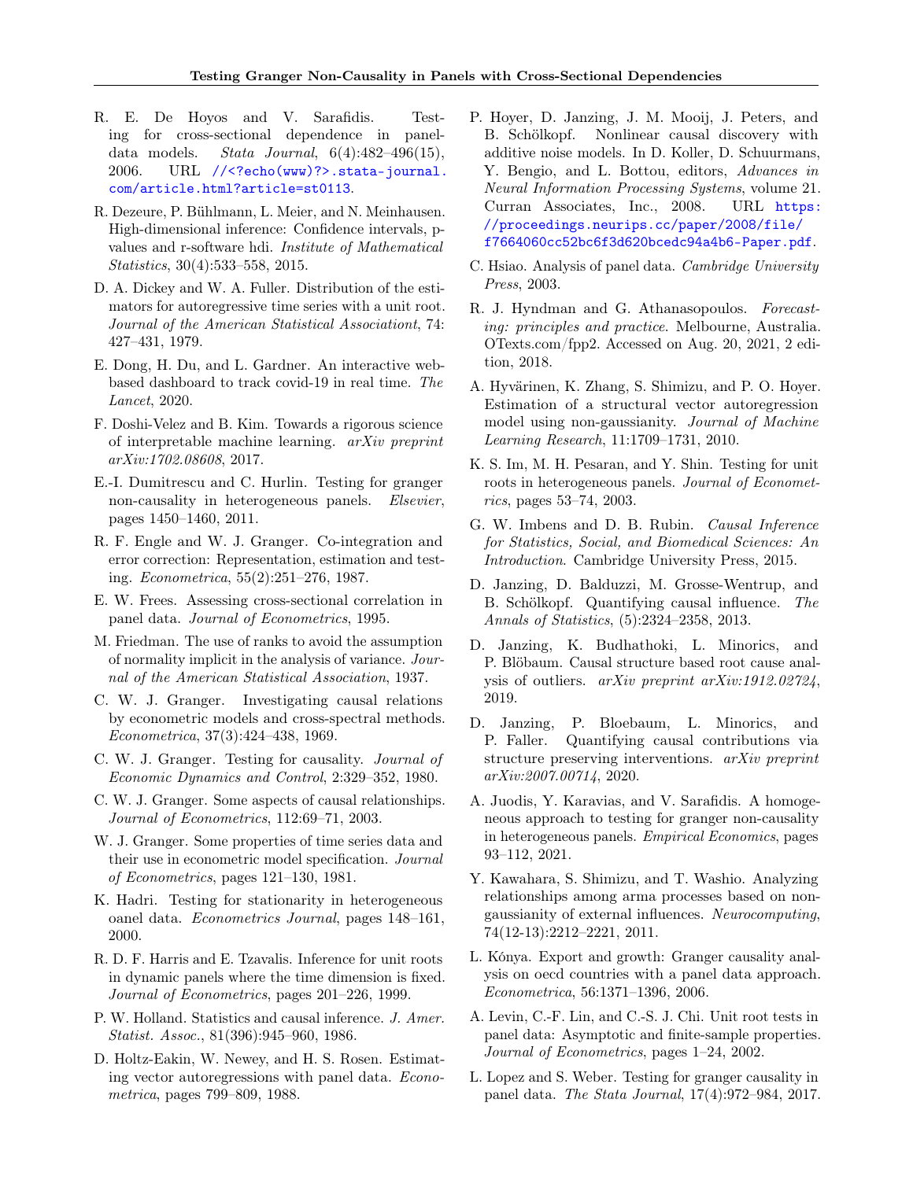R. E. De Hoyos and V. Sarafidis. Testing for cross-sectional dependence in panel-data models. *Stata Journal*, 6(4):482–496(15), 2006. URL //<?echo(www)?>.stata-journal.com/article.html?article=st0113.

R. Dezeure, P. Bühlmann, L. Meier, and N. Meinhausen. High-dimensional inference: Confidence intervals, p-values and r-software hdi. *Institute of Mathematical Statistics*, 30(4):533–558, 2015.

D. A. Dickey and W. A. Fuller. Distribution of the estimators for autoregressive time series with a unit root. *Journal of the American Statistical Associationt*, 74: 427–431, 1979.

E. Dong, H. Du, and L. Gardner. An interactive web-based dashboard to track covid-19 in real time. *The Lancet*, 2020.

F. Doshi-Velez and B. Kim. Towards a rigorous science of interpretable machine learning. *arXiv preprint arXiv:1702.08608*, 2017.

E.-I. Dumitrescu and C. Hurlin. Testing for granger non-causality in heterogeneous panels. *Elsevier*, pages 1450–1460, 2011.

R. F. Engle and W. J. Granger. Co-integration and error correction: Representation, estimation and testing. *Econometrica*, 55(2):251–276, 1987.

E. W. Frees. Assessing cross-sectional correlation in panel data. *Journal of Econometrics*, 1995.

M. Friedman. The use of ranks to avoid the assumption of normality implicit in the analysis of variance. *Journal of the American Statistical Association*, 1937.

C. W. J. Granger. Investigating causal relations by econometric models and cross-spectral methods. *Econometrica*, 37(3):424–438, 1969.

C. W. J. Granger. Testing for causality. *Journal of Economic Dynamics and Control*, 2:329–352, 1980.

C. W. J. Granger. Some aspects of causal relationships. *Journal of Econometrics*, 112:69–71, 2003.

W. J. Granger. Some properties of time series data and their use in econometric model specification. *Journal of Econometrics*, pages 121–130, 1981.

K. Hadri. Testing for stationarity in heterogeneous oanel data. *Econometrics Journal*, pages 148–161, 2000.

R. D. F. Harris and E. Tzavalis. Inference for unit roots in dynamic panels where the time dimension is fixed. *Journal of Econometrics*, pages 201–226, 1999.

P. W. Holland. Statistics and causal inference. *J. Amer. Statist. Assoc.*, 81(396):945–960, 1986.

D. Holtz-Eakin, W. Newey, and H. S. Rosen. Estimating vector autoregressions with panel data. *Econometrica*, pages 799–809, 1988.

P. Hoyer, D. Janzing, J. M. Mooij, J. Peters, and B. Schölkopf. Nonlinear causal discovery with additive noise models. In D. Koller, D. Schuurmans, Y. Bengio, and L. Bottou, editors, *Advances in Neural Information Processing Systems*, volume 21. Curran Associates, Inc., 2008. URL https://proceedings.neurips.cc/paper/2008/file/f7664060cc52bc6f3d620bcedc94a4b6-Paper.pdf.

C. Hsiao. Analysis of panel data. *Cambridge University Press*, 2003.

R. J. Hyndman and G. Athanasopoulos. *Forecasting: principles and practice*. Melbourne, Australia. OTexts.com/fpp2. Accessed on Aug. 20, 2021, 2 edition, 2018.

A. Hyvärinen, K. Zhang, S. Shimizu, and P. O. Hoyer. Estimation of a structural vector autoregression model using non-gaussianity. *Journal of Machine Learning Research*, 11:1709–1731, 2010.

K. S. Im, M. H. Pesaran, and Y. Shin. Testing for unit roots in heterogeneous panels. *Journal of Econometrics*, pages 53–74, 2003.

G. W. Imbens and D. B. Rubin. *Causal Inference for Statistics, Social, and Biomedical Sciences: An Introduction*. Cambridge University Press, 2015.

D. Janzing, D. Balduzzi, M. Grosse-Wentrup, and B. Schölkopf. Quantifying causal influence. *The Annals of Statistics*, (5):2324–2358, 2013.

D. Janzing, K. Budhathoki, L. Minorics, and P. Blöbaum. Causal structure based root cause analysis of outliers. *arXiv preprint arXiv:1912.02724*, 2019.

D. Janzing, P. Bloebaum, L. Minorics, and P. Faller. Quantifying causal contributions via structure preserving interventions. *arXiv preprint arXiv:2007.00714*, 2020.

A. Juodis, Y. Karavias, and V. Sarafidis. A homogeneous approach to testing for granger non-causality in heterogeneous panels. *Empirical Economics*, pages 93–112, 2021.

Y. Kawahara, S. Shimizu, and T. Washio. Analyzing relationships among arma processes based on non-gaussianity of external influences. *Neurocomputing*, 74(12-13):2212–2221, 2011.

L. Kónya. Export and growth: Granger causality analysis on oecd countries with a panel data approach. *Econometrica*, 56:1371–1396, 2006.

A. Levin, C.-F. Lin, and C.-S. J. Chi. Unit root tests in panel data: Asymptotic and finite-sample properties. *Journal of Econometrics*, pages 1–24, 2002.

L. Lopez and S. Weber. Testing for granger causality in panel data. *The Stata Journal*, 17(4):972–984, 2017.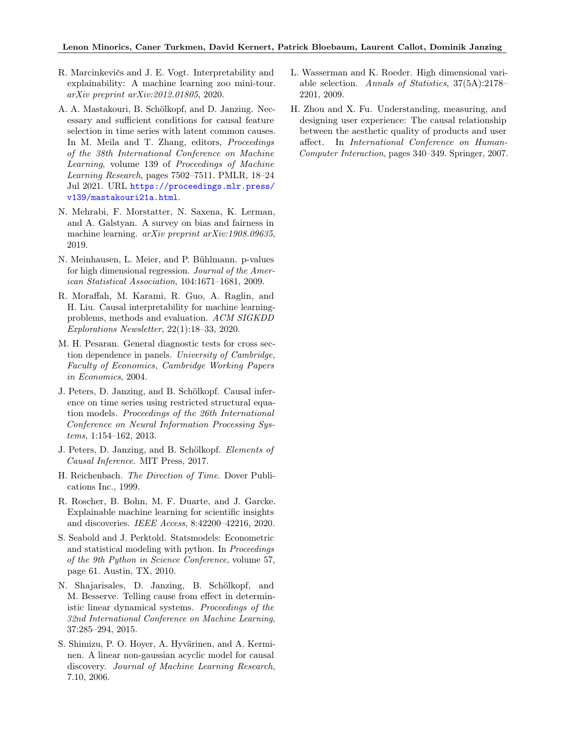R. Marcinkevičs and J. E. Vogt. Interpretability and explainability: A machine learning zoo mini-tour. *arXiv preprint arXiv:2012.01805*, 2020.

A. A. Mastakouri, B. Schölkopf, and D. Janzing. Necessary and sufficient conditions for causal feature selection in time series with latent common causes. In M. Meila and T. Zhang, editors, *Proceedings of the 38th International Conference on Machine Learning*, volume 139 of *Proceedings of Machine Learning Research*, pages 7502–7511. PMLR, 18–24 Jul 2021. URL https://proceedings.mlr.press/v139/mastakouri21a.html.

N. Mehrabi, F. Morstatter, N. Saxena, K. Lerman, and A. Galstyan. A survey on bias and fairness in machine learning. *arXiv preprint arXiv:1908.09635*, 2019.

N. Meinhausen, L. Meier, and P. Bühlmann. p-values for high dimensional regression. *Journal of the American Statistical Association*, 104:1671–1681, 2009.

R. Moraffah, M. Karami, R. Guo, A. Raglin, and H. Liu. Causal interpretability for machine learning-problems, methods and evaluation. *ACM SIGKDD Explorations Newsletter*, 22(1):18–33, 2020.

M. H. Pesaran. General diagnostic tests for cross section dependence in panels. *University of Cambridge, Faculty of Economics, Cambridge Working Papers in Economics*, 2004.

J. Peters, D. Janzing, and B. Schölkopf. Causal inference on time series using restricted structural equation models. *Proceedings of the 26th International Conference on Neural Information Processing Systems*, 1:154–162, 2013.

J. Peters, D. Janzing, and B. Schölkopf. *Elements of Causal Inference*. MIT Press, 2017.

H. Reichenbach. *The Direction of Time*. Dover Publications Inc., 1999.

R. Roscher, B. Bohn, M. F. Duarte, and J. Garcke. Explainable machine learning for scientific insights and discoveries. *IEEE Access*, 8:42200–42216, 2020.

S. Seabold and J. Perktold. Statsmodels: Econometric and statistical modeling with python. In *Proceedings of the 9th Python in Science Conference*, volume 57, page 61. Austin, TX, 2010.

N. Shajarisales, D. Janzing, B. Schölkopf, and M. Besserve. Telling cause from effect in deterministic linear dynamical systems. *Proceedings of the 32nd International Conference on Machine Learning*, 37:285–294, 2015.

S. Shimizu, P. O. Hoyer, A. Hyvärinen, and A. Kerminen. A linear non-gaussian acyclic model for causal discovery. *Journal of Machine Learning Research*, 7.10, 2006.

L. Wasserman and K. Roeder. High dimensional variable selection. *Annals of Statistics*, 37(5A):2178–2201, 2009.

H. Zhou and X. Fu. Understanding, measuring, and designing user experience: The causal relationship between the aesthetic quality of products and user affect. In *International Conference on Human-Computer Interaction*, pages 340–349. Springer, 2007.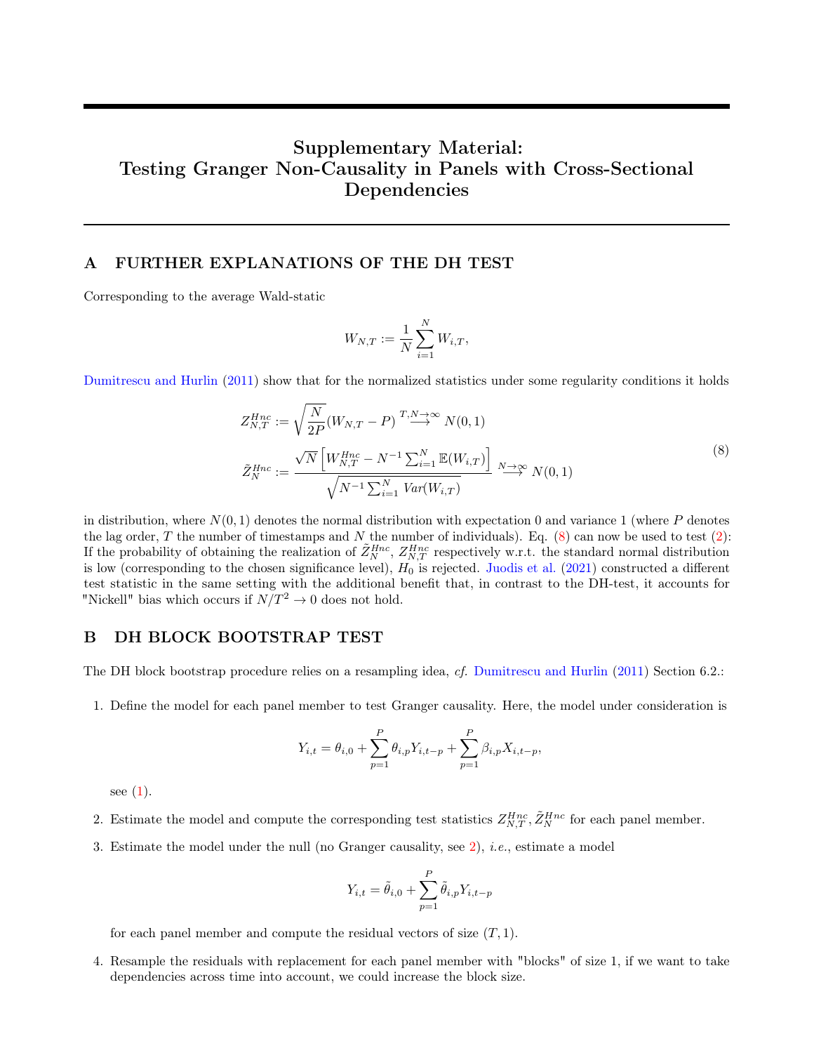# Supplementary Material: Testing Granger Non-Causality in Panels with Cross-Sectional Dependencies

## A FURTHER EXPLANATIONS OF THE DH TEST

Corresponding to the average Wald-static

$$W_{N,T} := \frac{1}{N}\sum_{i=1}^{N} W_{i,T},$$

Dumitrescu and Hurlin (2011) show that for the normalized statistics under some regularity conditions it holds

$$Z_{N,T}^{Hnc} := \sqrt{\frac{N}{2P}}(W_{N,T} - P) \overset{T,N\to\infty}{\longrightarrow} N(0,1)$$
$$\tilde{Z}_{N}^{Hnc} := \frac{\sqrt{N}\left[W_{N,T}^{Hnc} - N^{-1}\sum_{i=1}^{N}\mathbb{E}(W_{i,T})\right]}{\sqrt{N^{-1}\sum_{i=1}^{N} Var(W_{i,T})}} \overset{N\to\infty}{\longrightarrow} N(0,1) \tag{8}$$

in distribution, where $N(0,1)$ denotes the normal distribution with expectation 0 and variance 1 (where $P$ denotes the lag order, $T$ the number of timestamps and $N$ the number of individuals). Eq. (8) can now be used to test (2): If the probability of obtaining the realization of $\tilde{Z}_N^{Hnc}$, $Z_{N,T}^{Hnc}$ respectively w.r.t. the standard normal distribution is low (corresponding to the chosen significance level), $H_0$ is rejected. Judodis et al. (2021) constructed a different test statistic in the same setting with the additional benefit that, in contrast to the DH-test, it accounts for "Nickell" bias which occurs if $N/T^2 \to 0$ does not hold.

## B DH BLOCK BOOTSTRAP TEST

The DH block bootstrap procedure relies on a resampling idea, *cf.* Dumitrescu and Hurlin (2011) Section 6.2.:

1. Define the model for each panel member to test Granger causality. Here, the model under consideration is

$$Y_{i,t} = \theta_{i,0} + \sum_{p=1}^{P}\theta_{i,p}Y_{i,t-p} + \sum_{p=1}^{P}\beta_{i,p}X_{i,t-p},$$

   see (1).

2. Estimate the model and compute the corresponding test statistics $Z_{N,T}^{Hnc}, \tilde{Z}_N^{Hnc}$ for each panel member.

3. Estimate the model under the null (no Granger causality, see 2), *i.e.*, estimate a model

$$Y_{i,t} = \tilde{\theta}_{i,0} + \sum_{p=1}^{P}\tilde{\theta}_{i,p}Y_{i,t-p}$$

   for each panel member and compute the residual vectors of size $(T, 1)$.

4. Resample the residuals with replacement for each panel member with "blocks" of size 1, if we want to take dependencies across time into account, we could increase the block size.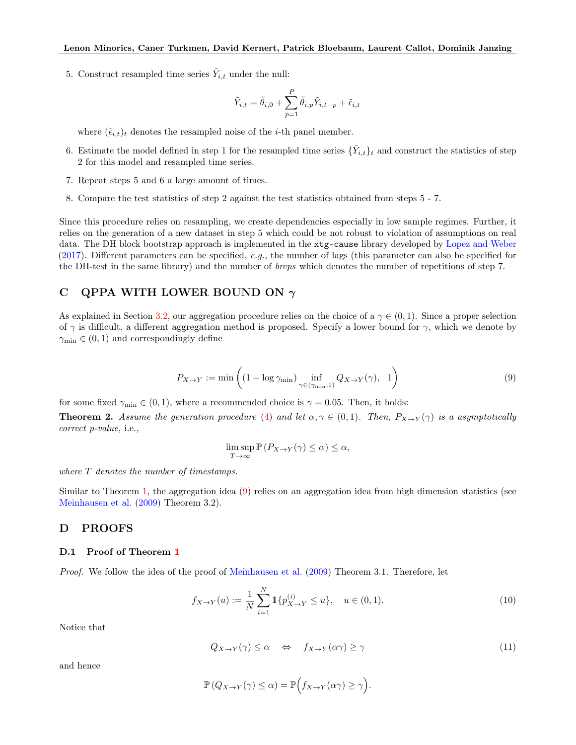5. Construct resampled time series $\tilde{Y}_{i,t}$ under the null:

$$\tilde{Y}_{i,t} = \tilde{\theta}_{i,0} + \sum_{p=1}^{P} \tilde{\theta}_{i,p} \tilde{Y}_{i,t-p} + \tilde{\epsilon}_{i,t}$$

   where $(\tilde{\epsilon}_{i,t})_t$ denotes the resampled noise of the $i$-th panel member.

6. Estimate the model defined in step 1 for the resampled time series $\{\tilde{Y}_{i,t}\}_t$ and construct the statistics of step 2 for this model and resampled time series.

7. Repeat steps 5 and 6 a large amount of times.

8. Compare the test statistics of step 2 against the test statistics obtained from steps 5 - 7.

Since this procedure relies on resampling, we create dependencies especially in low sample regimes. Further, it relies on the generation of a new dataset in step 5 which could be not robust to violation of assumptions on real data. The DH block bootstrap approach is implemented in the `xtg-cause` library developed by Lopez and Weber (2017). Different parameters can be specified, *e.g.*, the number of lags (this parameter can also be specified for the DH-test in the same library) and the number of *breps* which denotes the number of repetitions of step 7.

## C QPPA WITH LOWER BOUND ON $\gamma$

As explained in Section 3.2, our aggregation procedure relies on the choice of a $\gamma \in (0, 1)$. Since a proper selection of $\gamma$ is difficult, a different aggregation method is proposed. Specify a lower bound for $\gamma$, which we denote by $\gamma_{\min} \in (0, 1)$ and correspondingly define

$$P_{X\to Y} := \min\left( (1 - \log \gamma_{\min}) \inf_{\gamma \in (\gamma_{\min}, 1)} Q_{X\to Y}(\gamma), \;\; 1 \right) \tag{9}$$

for some fixed $\gamma_{\min} \in (0, 1)$, where a recommended choice is $\gamma = 0.05$. Then, it holds:

**Theorem 2.** *Assume the generation procedure (4) and let $\alpha, \gamma \in (0, 1)$. Then, $P_{X\to Y}(\gamma)$ is a asymptotically correct p-value,* i.e.,

$$\limsup_{T\to\infty} \mathbb{P}\left(P_{X\to Y}(\gamma) \leq \alpha\right) \leq \alpha,$$

*where $T$ denotes the number of timestamps.*

Similar to Theorem 1, the aggregation idea (9) relies on an aggregation idea from high dimension statistics (see Meinhausen et al. (2009) Theorem 3.2).

## D PROOFS

### D.1 Proof of Theorem 1

*Proof.* We follow the idea of the proof of Meinhausen et al. (2009) Theorem 3.1. Therefore, let

$$f_{X\to Y}(u) := \frac{1}{N} \sum_{i=1}^{N} \mathbb{1}\{p^{(i)}_{X\to Y} \leq u\}, \quad u \in (0, 1). \tag{10}$$

Notice that

$$Q_{X\to Y}(\gamma) \leq \alpha \quad \Leftrightarrow \quad f_{X\to Y}(\alpha\gamma) \geq \gamma \tag{11}$$

and hence

$$\mathbb{P}\left(Q_{X\to Y}(\gamma) \leq \alpha\right) = \mathbb{P}\Big(f_{X\to Y}(\alpha\gamma) \geq \gamma\Big).$$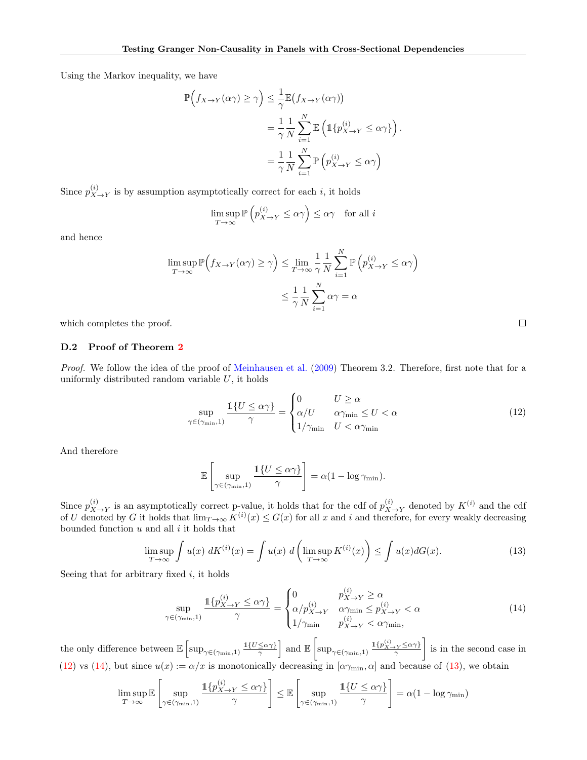Using the Markov inequality, we have

$$
\begin{aligned}
\mathbb{P}\Big(f_{X\to Y}(\alpha\gamma) \geq \gamma\Big) &\leq \frac{1}{\gamma}\mathbb{E}\big(f_{X\to Y}(\alpha\gamma)\big) \\
&= \frac{1}{\gamma}\frac{1}{N}\sum_{i=1}^{N}\mathbb{E}\left(\mathbb{1}\{p_{X\to Y}^{(i)} \leq \alpha\gamma\}\right). \\
&= \frac{1}{\gamma}\frac{1}{N}\sum_{i=1}^{N}\mathbb{P}\left(p_{X\to Y}^{(i)} \leq \alpha\gamma\right)
\end{aligned}
$$

Since $p_{X\to Y}^{(i)}$ is by assumption asymptotically correct for each $i$, it holds

$$
\limsup_{T\to\infty}\mathbb{P}\left(p_{X\to Y}^{(i)} \leq \alpha\gamma\right) \leq \alpha\gamma \quad \text{for all } i
$$

and hence

$$
\begin{aligned}
\limsup_{T\to\infty}\mathbb{P}\Big(f_{X\to Y}(\alpha\gamma) \geq \gamma\Big) &\leq \lim_{T\to\infty}\frac{1}{\gamma}\frac{1}{N}\sum_{i=1}^{N}\mathbb{P}\left(p_{X\to Y}^{(i)} \leq \alpha\gamma\right) \\
&\leq \frac{1}{\gamma}\frac{1}{N}\sum_{i=1}^{N}\alpha\gamma = \alpha
\end{aligned}
$$

which completes the proof. □

### D.2 Proof of Theorem 2

*Proof.* We follow the idea of the proof of Meinhausen et al. (2009) Theorem 3.2. Therefore, first note that for a uniformly distributed random variable $U$, it holds

$$
\sup_{\gamma\in(\gamma_{\min},1)}\frac{\mathbb{1}\{U \leq \alpha\gamma\}}{\gamma} = \begin{cases} 0 & U \geq \alpha \\ \alpha/U & \alpha\gamma_{\min} \leq U < \alpha \\ 1/\gamma_{\min} & U < \alpha\gamma_{\min} \end{cases} \tag{12}
$$

And therefore

$$
\mathbb{E}\left[\sup_{\gamma\in(\gamma_{\min},1)}\frac{\mathbb{1}\{U \leq \alpha\gamma\}}{\gamma}\right] = \alpha(1-\log\gamma_{\min}).
$$

Since $p_{X\to Y}^{(i)}$ is an asymptotically correct p-value, it holds that for the cdf of $p_{X\to Y}^{(i)}$ denoted by $K^{(i)}$ and the cdf of $U$ denoted by $G$ it holds that $\lim_{T\to\infty}K^{(i)}(x) \leq G(x)$ for all $x$ and $i$ and therefore, for every weakly decreasing bounded function $u$ and all $i$ it holds that

$$
\limsup_{T\to\infty}\int u(x)\; dK^{(i)}(x) = \int u(x)\; d\left(\limsup_{T\to\infty}K^{(i)}(x)\right) \leq \int u(x)dG(x). \tag{13}
$$

Seeing that for arbitrary fixed $i$, it holds

$$
\sup_{\gamma\in(\gamma_{\min},1)}\frac{\mathbb{1}\{p_{X\to Y}^{(i)} \leq \alpha\gamma\}}{\gamma} = \begin{cases} 0 & p_{X\to Y}^{(i)} \geq \alpha \\ \alpha/p_{X\to Y}^{(i)} & \alpha\gamma_{\min} \leq p_{X\to Y}^{(i)} < \alpha \\ 1/\gamma_{\min} & p_{X\to Y}^{(i)} < \alpha\gamma_{\min}, \end{cases} \tag{14}
$$

the only difference between $\mathbb{E}\left[\sup_{\gamma\in(\gamma_{\min},1)}\frac{\mathbb{1}\{U\leq\alpha\gamma\}}{\gamma}\right]$ and $\mathbb{E}\left[\sup_{\gamma\in(\gamma_{\min},1)}\frac{\mathbb{1}\{p_{X\to Y}^{(i)}\leq\alpha\gamma\}}{\gamma}\right]$ is in the second case in (12) vs (14), but since $u(x) := \alpha/x$ is monotonically decreasing in $[\alpha\gamma_{\min}, \alpha]$ and because of (13), we obtain

$$
\limsup_{T\to\infty}\mathbb{E}\left[\sup_{\gamma\in(\gamma_{\min},1)}\frac{\mathbb{1}\{p_{X\to Y}^{(i)} \leq \alpha\gamma\}}{\gamma}\right] \leq \mathbb{E}\left[\sup_{\gamma\in(\gamma_{\min},1)}\frac{\mathbb{1}\{U \leq \alpha\gamma\}}{\gamma}\right] = \alpha(1-\log\gamma_{\min})
$$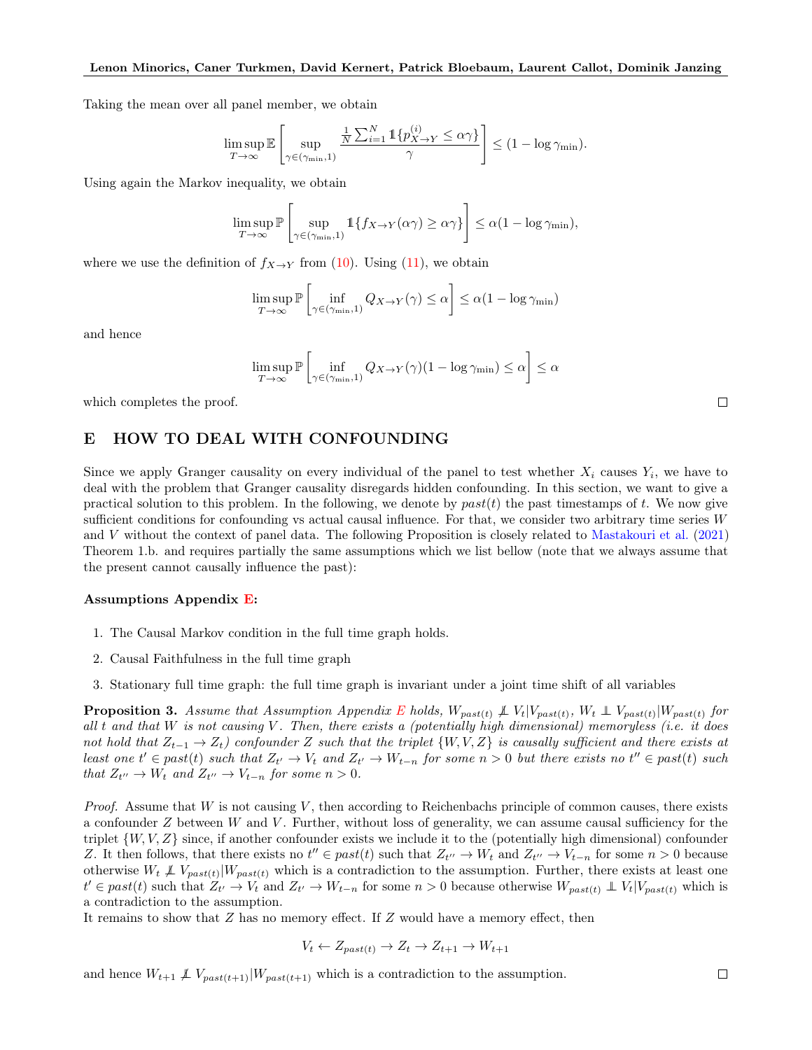Taking the mean over all panel member, we obtain

$$\limsup_{T\to\infty} \mathbb{E}\left[\sup_{\gamma\in(\gamma_{\min},1)} \frac{\frac{1}{N}\sum_{i=1}^{N} \mathbb{1}\{p^{(i)}_{X\to Y} \leq \alpha\gamma\}}{\gamma}\right] \leq (1-\log\gamma_{\min}).$$

Using again the Markov inequality, we obtain

$$\limsup_{T\to\infty} \mathbb{P}\left[\sup_{\gamma\in(\gamma_{\min},1)} \mathbb{1}\{f_{X\to Y}(\alpha\gamma) \geq \alpha\gamma\}\right] \leq \alpha(1-\log\gamma_{\min}),$$

where we use the definition of $f_{X\to Y}$ from (10). Using (11), we obtain

$$\limsup_{T\to\infty} \mathbb{P}\left[\inf_{\gamma\in(\gamma_{\min},1)} Q_{X\to Y}(\gamma) \leq \alpha\right] \leq \alpha(1-\log\gamma_{\min})$$

and hence

$$\limsup_{T\to\infty} \mathbb{P}\left[\inf_{\gamma\in(\gamma_{\min},1)} Q_{X\to Y}(\gamma)(1-\log\gamma_{\min}) \leq \alpha\right] \leq \alpha$$

which completes the proof. □

# E HOW TO DEAL WITH CONFOUNDING

Since we apply Granger causality on every individual of the panel to test whether $X_i$ causes $Y_i$, we have to deal with the problem that Granger causality disregards hidden confounding. In this section, we want to give a practical solution to this problem. In the following, we denote by $past(t)$ the past timestamps of $t$. We now give sufficient conditions for confounding vs actual causal influence. For that, we consider two arbitrary time series $W$ and $V$ without the context of panel data. The following Proposition is closely related to Mastakouri et al. (2021) Theorem 1.b. and requires partially the same assumptions which we list bellow (note that we always assume that the present cannot causally influence the past):

**Assumptions Appendix E:**

1. The Causal Markov condition in the full time graph holds.
2. Causal Faithfulness in the full time graph
3. Stationary full time graph: the full time graph is invariant under a joint time shift of all variables

**Proposition 3.** *Assume that Assumption Appendix E holds, $W_{past(t)} \not\perp\!\!\!\perp V_t | V_{past(t)}$, $W_t \perp\!\!\!\perp V_{past(t)} | W_{past(t)}$ for all $t$ and that $W$ is not causing $V$. Then, there exists a (potentially high dimensional) memoryless (i.e. it does not hold that $Z_{t-1} \to Z_t$) confounder $Z$ such that the triplet $\{W, V, Z\}$ is causally sufficient and there exists at least one $t' \in past(t)$ such that $Z_{t'} \to V_t$ and $Z_{t'} \to W_{t-n}$ for some $n > 0$ but there exists no $t'' \in past(t)$ such that $Z_{t''} \to W_t$ and $Z_{t''} \to V_{t-n}$ for some $n > 0$.*

*Proof.* Assume that $W$ is not causing $V$, then according to Reichenbachs principle of common causes, there exists a confounder $Z$ between $W$ and $V$. Further, without loss of generality, we can assume causal sufficiency for the triplet $\{W, V, Z\}$ since, if another confounder exists we include it to the (potentially high dimensional) confounder $Z$. It then follows, that there exists no $t'' \in past(t)$ such that $Z_{t''} \to W_t$ and $Z_{t''} \to V_{t-n}$ for some $n > 0$ because otherwise $W_t \not\perp\!\!\!\perp V_{past(t)} | W_{past(t)}$ which is a contradiction to the assumption. Further, there exists at least one $t' \in past(t)$ such that $Z_{t'} \to V_t$ and $Z_{t'} \to W_{t-n}$ for some $n > 0$ because otherwise $W_{past(t)} \perp\!\!\!\perp V_t | V_{past(t)}$ which is a contradiction to the assumption.
It remains to show that $Z$ has no memory effect. If $Z$ would have a memory effect, then

$$V_t \leftarrow Z_{past(t)} \to Z_t \to Z_{t+1} \to W_{t+1}$$

and hence $W_{t+1} \not\perp\!\!\!\perp V_{past(t+1)} | W_{past(t+1)}$ which is a contradiction to the assumption. □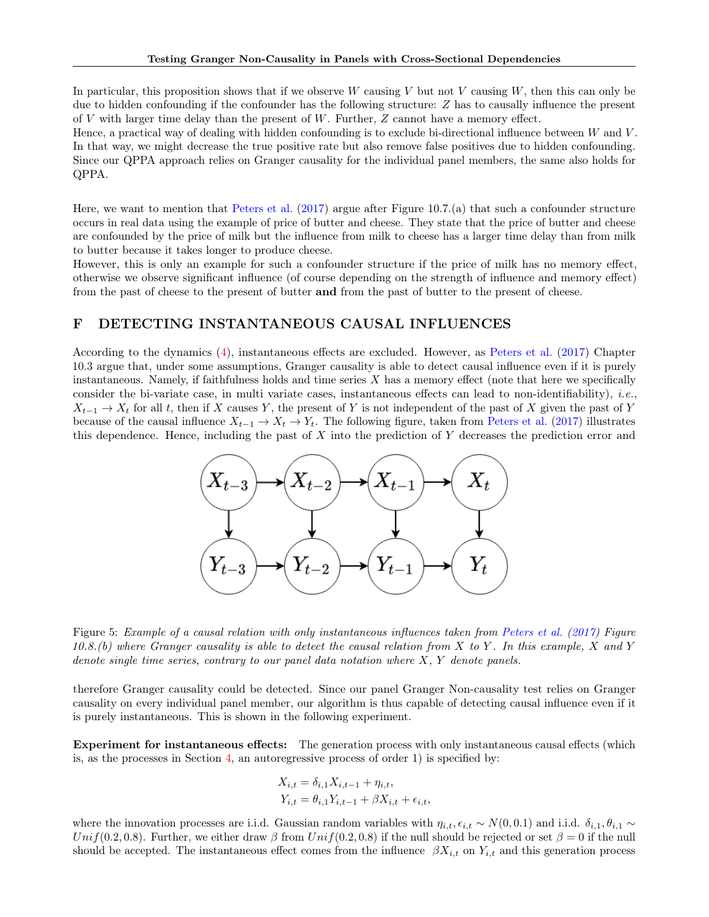In particular, this proposition shows that if we observe $W$ causing $V$ but not $V$ causing $W$, then this can only be due to hidden confounding if the confounder has the following structure: $Z$ has to causally influence the present of $V$ with larger time delay than the present of $W$. Further, $Z$ cannot have a memory effect.

Hence, a practical way of dealing with hidden confounding is to exclude bi-directional influence between $W$ and $V$. In that way, we might decrease the true positive rate but also remove false positives due to hidden confounding. Since our QPPA approach relies on Granger causality for the individual panel members, the same also holds for QPPA.

Here, we want to mention that Peters et al. (2017) argue after Figure 10.7.(a) that such a confounder structure occurs in real data using the example of price of butter and cheese. They state that the price of butter and cheese are confounded by the price of milk but the influence from milk to cheese has a larger time delay than from milk to butter because it takes longer to produce cheese.

However, this is only an example for such a confounder structure if the price of milk has no memory effect, otherwise we observe significant influence (of course depending on the strength of influence and memory effect) from the past of cheese to the present of butter **and** from the past of butter to the present of cheese.

# F DETECTING INSTANTANEOUS CAUSAL INFLUENCES

According to the dynamics (4), instantaneous effects are excluded. However, as Peters et al. (2017) Chapter 10.3 argue that, under some assumptions, Granger causality is able to detect causal influence even if it is purely instantaneous. Namely, if faithfulness holds and time series $X$ has a memory effect (note that here we specifically consider the bi-variate case, in multi variate cases, instantaneous effects can lead to non-identifiability), *i.e.*, $X_{t-1} \to X_t$ for all $t$, then if $X$ causes $Y$, the present of $Y$ is not independent of the past of $X$ given the past of $Y$ because of the causal influence $X_{t-1} \to X_t \to Y_t$. The following figure, taken from Peters et al. (2017) illustrates this dependence. Hence, including the past of $X$ into the prediction of $Y$ decreases the prediction error and therefore Granger causality could be detected. Since our panel Granger Non-causality test relies on Granger causality on every individual panel member, our algorithm is thus capable of detecting causal influence even if it is purely instantaneous. This is shown in the following experiment.

$X_{t-3}$ $X_{t-2}$ $X_{t-1}$ $X_t$

$Y_{t-3}$ $Y_{t-2}$ $Y_{t-1}$ $Y_t$

Figure 5: *Example of a causal relation with only instantaneous influences taken from Peters et al. (2017) Figure 10.8.(b) where Granger causality is able to detect the causal relation from $X$ to $Y$. In this example, $X$ and $Y$ denote single time series, contrary to our panel data notation where $X$, $Y$ denote panels.*

**Experiment for instantaneous effects:** The generation process with only instantaneous causal effects (which is, as the processes in Section 4, an autoregressive process of order 1) is specified by:

$$X_{i,t} = \delta_{i,1} X_{i,t-1} + \eta_{i,t},$$
$$Y_{i,t} = \theta_{i,1} Y_{i,t-1} + \beta X_{i,t} + \epsilon_{i,t},$$

where the innovation processes are i.i.d. Gaussian random variables with $\eta_{i,t}, \epsilon_{i,t} \sim N(0, 0.1)$ and i.i.d. $\delta_{i,1}, \theta_{i,1} \sim Unif(0.2, 0.8)$. Further, we either draw $\beta$ from $Unif(0.2, 0.8)$ if the null should be rejected or set $\beta = 0$ if the null should be accepted. The instantaneous effect comes from the influence $\beta X_{i,t}$ on $Y_{i,t}$ and this generation process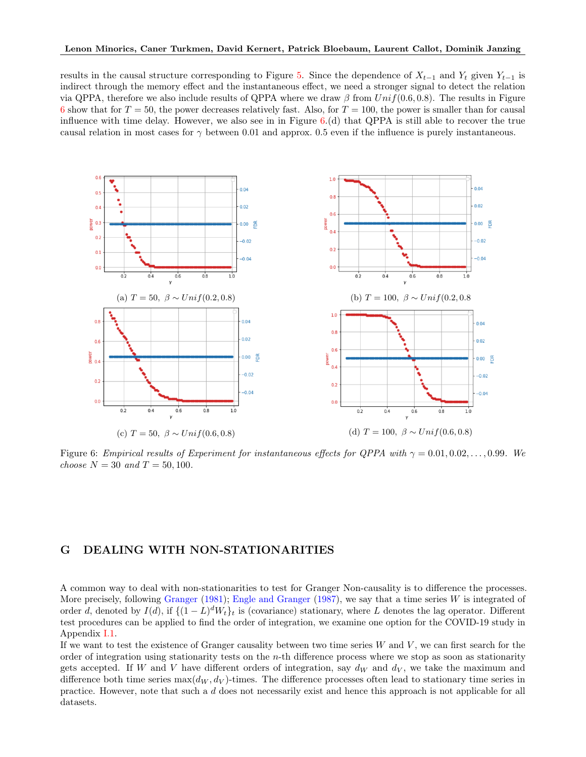results in the causal structure corresponding to Figure 5. Since the dependence of $X_{t-1}$ and $Y_t$ given $Y_{t-1}$ is indirect through the memory effect and the instantaneous effect, we need a stronger signal to detect the relation via QPPA, therefore we also include results of QPPA where we draw $\beta$ from $Unif(0.6, 0.8)$. The results in Figure 6 show that for $T = 50$, the power decreases relatively fast. Also, for $T = 100$, the power is smaller than for causal influence with time delay. However, we also see in in Figure 6.(d) that QPPA is still able to recover the true causal relation in most cases for $\gamma$ between 0.01 and approx. 0.5 even if the influence is purely instantaneous.

(a) $T = 50,\ \beta \sim Unif(0.2, 0.8)$

(b) $T = 100,\ \beta \sim Unif(0.2, 0.8$

(c) $T = 50,\ \beta \sim Unif(0.6, 0.8)$

(d) $T = 100,\ \beta \sim Unif(0.6, 0.8)$

Figure 6: *Empirical results of Experiment for instantaneous effects for QPPA with* $\gamma = 0.01, 0.02, \ldots, 0.99$. *We choose* $N = 30$ *and* $T = 50, 100$.

## G DEALING WITH NON-STATIONARITIES

A common way to deal with non-stationarities to test for Granger Non-causality is to difference the processes. More precisely, following Granger (1981); Engle and Granger (1987), we say that a time series $W$ is integrated of order $d$, denoted by $I(d)$, if $\{(1 - L)^d W_t\}_t$ is (covariance) stationary, where $L$ denotes the lag operator. Different test procedures can be applied to find the order of integration, we examine one option for the COVID-19 study in Appendix I.1.

If we want to test the existence of Granger causality between two time series $W$ and $V$, we can first search for the order of integration using stationarity tests on the $n$-th difference process where we stop as soon as stationarity gets accepted. If $W$ and $V$ have different orders of integration, say $d_W$ and $d_V$, we take the maximum and difference both time series $\max(d_W, d_V)$-times. The difference processes often lead to stationary time series in practice. However, note that such a $d$ does not necessarily exist and hence this approach is not applicable for all datasets.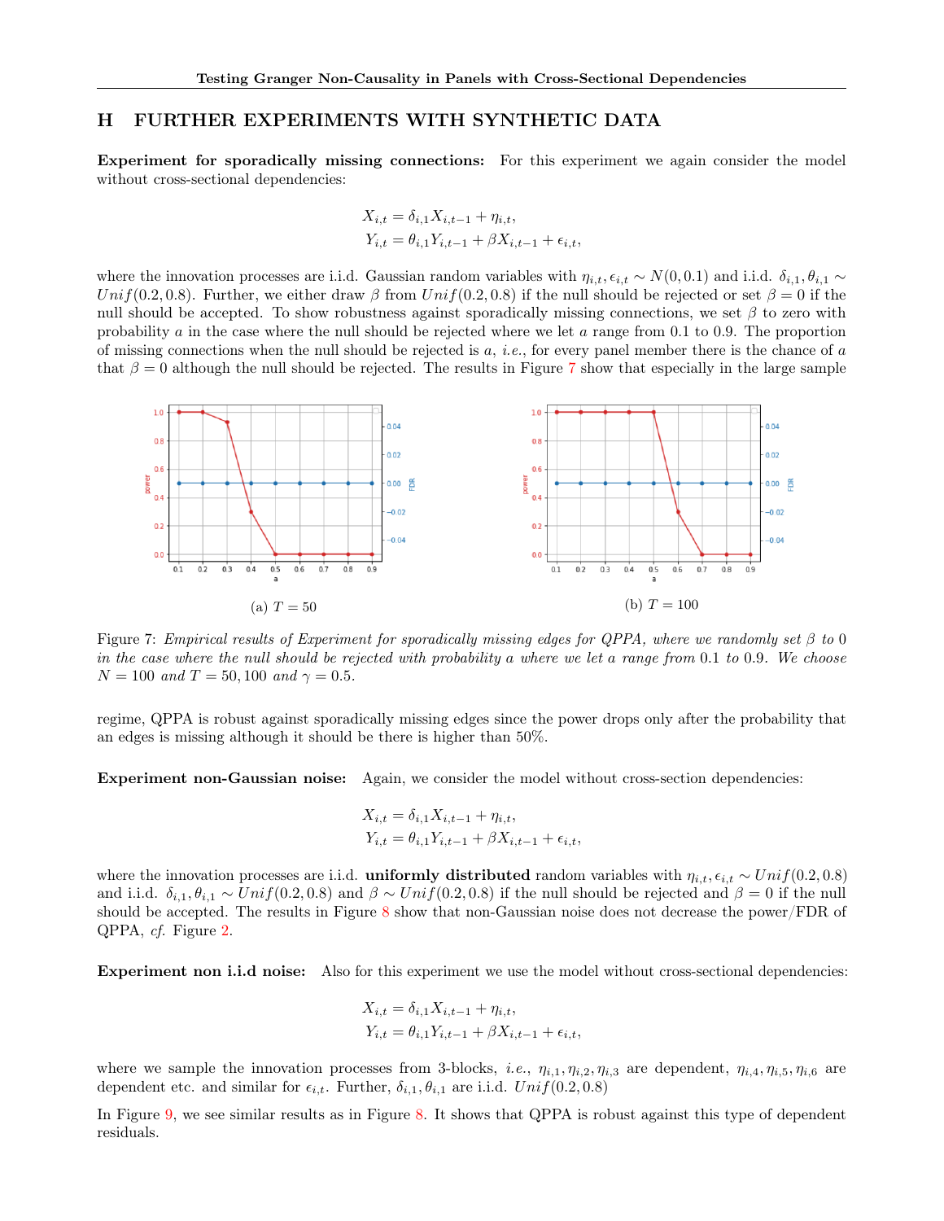## H FURTHER EXPERIMENTS WITH SYNTHETIC DATA

**Experiment for sporadically missing connections:** For this experiment we again consider the model without cross-sectional dependencies:

$$X_{i,t} = \delta_{i,1} X_{i,t-1} + \eta_{i,t},$$
$$Y_{i,t} = \theta_{i,1} Y_{i,t-1} + \beta X_{i,t-1} + \epsilon_{i,t},$$

where the innovation processes are i.i.d. Gaussian random variables with $\eta_{i,t}, \epsilon_{i,t} \sim N(0, 0.1)$ and i.i.d. $\delta_{i,1}, \theta_{i,1} \sim Unif(0.2, 0.8)$. Further, we either draw $\beta$ from $Unif(0.2, 0.8)$ if the null should be rejected or set $\beta = 0$ if the null should be accepted. To show robustness against sporadically missing connections, we set $\beta$ to zero with probability $a$ in the case where the null should be rejected where we let $a$ range from 0.1 to 0.9. The proportion of missing connections when the null should be rejected is $a$, *i.e.*, for every panel member there is the chance of $a$ that $\beta = 0$ although the null should be rejected. The results in Figure 7 show that especially in the large sample regime, QPPA is robust against sporadically missing edges since the power drops only after the probability that an edges is missing although it should be there is higher than 50%.

power
FDR
a
1.0
0.8
0.6
0.4
0.2
0.0
0.04
0.02
0.00
−0.02
−0.04
0.1 0.2 0.3 0.4 0.5 0.6 0.7 0.8 0.9

(a) $T = 50$

power
FDR
a
1.0
0.8
0.6
0.4
0.2
0.0
0.04
0.02
0.00
−0.02
−0.04
0.1 0.2 0.3 0.4 0.5 0.6 0.7 0.8 0.9

(b) $T = 100$

Figure 7: *Empirical results of Experiment for sporadically missing edges for QPPA, where we randomly set $\beta$ to 0 in the case where the null should be rejected with probability $a$ where we let $a$ range from 0.1 to 0.9. We choose $N = 100$ and $T = 50, 100$ and $\gamma = 0.5$.*

**Experiment non-Gaussian noise:** Again, we consider the model without cross-section dependencies:

$$X_{i,t} = \delta_{i,1} X_{i,t-1} + \eta_{i,t},$$
$$Y_{i,t} = \theta_{i,1} Y_{i,t-1} + \beta X_{i,t-1} + \epsilon_{i,t},$$

where the innovation processes are i.i.d. **uniformly distributed** random variables with $\eta_{i,t}, \epsilon_{i,t} \sim Unif(0.2, 0.8)$ and i.i.d. $\delta_{i,1}, \theta_{i,1} \sim Unif(0.2, 0.8)$ and $\beta \sim Unif(0.2, 0.8)$ if the null should be rejected and $\beta = 0$ if the null should be accepted. The results in Figure 8 show that non-Gaussian noise does not decrease the power/FDR of QPPA, *cf.* Figure 2.

**Experiment non i.i.d noise:** Also for this experiment we use the model without cross-sectional dependencies:

$$X_{i,t} = \delta_{i,1} X_{i,t-1} + \eta_{i,t},$$
$$Y_{i,t} = \theta_{i,1} Y_{i,t-1} + \beta X_{i,t-1} + \epsilon_{i,t},$$

where we sample the innovation processes from 3-blocks, *i.e.*, $\eta_{i,1}, \eta_{i,2}, \eta_{i,3}$ are dependent, $\eta_{i,4}, \eta_{i,5}, \eta_{i,6}$ are dependent etc. and similar for $\epsilon_{i,t}$. Further, $\delta_{i,1}, \theta_{i,1}$ are i.i.d. $Unif(0.2, 0.8)$

In Figure 9, we see similar results as in Figure 8. It shows that QPPA is robust against this type of dependent residuals.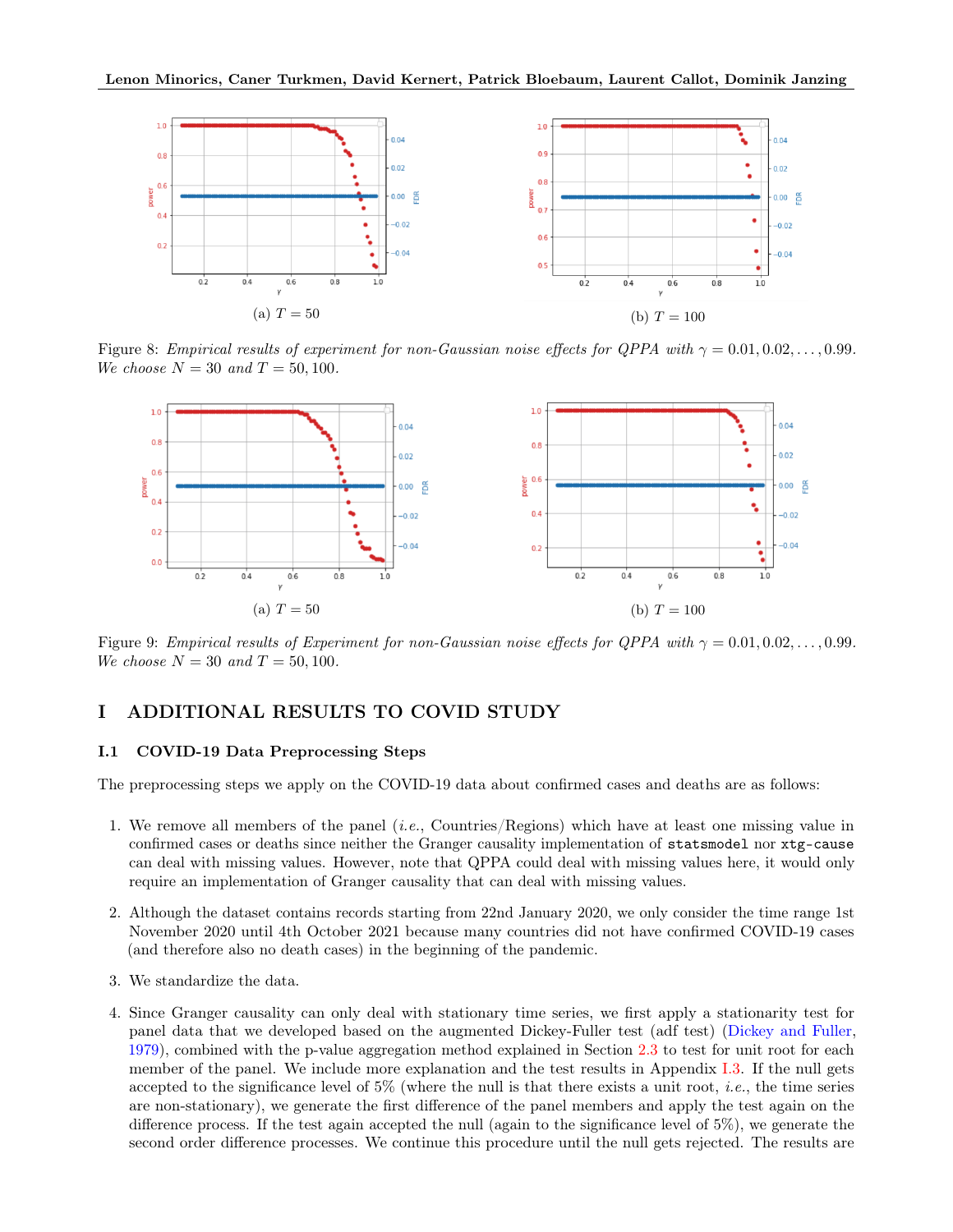1.0
0.8
0.6
0.4
0.2
power
0.2 0.4 0.6 0.8 1.0
γ
0.04
0.02
0.00
−0.02
−0.04
FDR

(a) $T = 50$

1.0
0.9
0.8
0.7
0.6
0.5
power
0.2 0.4 0.6 0.8 1.0
γ
0.04
0.02
0.00
−0.02
−0.04
FDR

(b) $T = 100$

Figure 8: *Empirical results of experiment for non-Gaussian noise effects for QPPA with* $\gamma = 0.01, 0.02, \ldots, 0.99$. *We choose* $N = 30$ *and* $T = 50, 100$.

1.0
0.8
0.6
0.4
0.2
0.0
power
0.2 0.4 0.6 0.8 1.0
γ
0.04
0.02
0.00
−0.02
−0.04
FDR

(a) $T = 50$

1.0
0.8
0.6
0.4
0.2
power
0.2 0.4 0.6 0.8 1.0
γ
0.04
0.02
0.00
−0.02
−0.04
FDR

(b) $T = 100$

Figure 9: *Empirical results of Experiment for non-Gaussian noise effects for QPPA with* $\gamma = 0.01, 0.02, \ldots, 0.99$. *We choose* $N = 30$ *and* $T = 50, 100$.

# I ADDITIONAL RESULTS TO COVID STUDY

## I.1 COVID-19 Data Preprocessing Steps

The preprocessing steps we apply on the COVID-19 data about confirmed cases and deaths are as follows:

1. We remove all members of the panel (*i.e.*, Countries/Regions) which have at least one missing value in confirmed cases or deaths since neither the Granger causality implementation of `statsmodel` nor `xtg-cause` can deal with missing values. However, note that QPPA could deal with missing values here, it would only require an implementation of Granger causality that can deal with missing values.

2. Although the dataset contains records starting from 22nd January 2020, we only consider the time range 1st November 2020 until 4th October 2021 because many countries did not have confirmed COVID-19 cases (and therefore also no death cases) in the beginning of the pandemic.

3. We standardize the data.

4. Since Granger causality can only deal with stationary time series, we first apply a stationarity test for panel data that we developed based on the augmented Dickey-Fuller test (adf test) (Dickey and Fuller, 1979), combined with the p-value aggregation method explained in Section 2.3 to test for unit root for each member of the panel. We include more explanation and the test results in Appendix I.3. If the null gets accepted to the significance level of 5% (where the null is that there exists a unit root, *i.e.*, the time series are non-stationary), we generate the first difference of the panel members and apply the test again on the difference process. If the test again accepted the null (again to the significance level of 5%), we generate the second order difference processes. We continue this procedure until the null gets rejected. The results are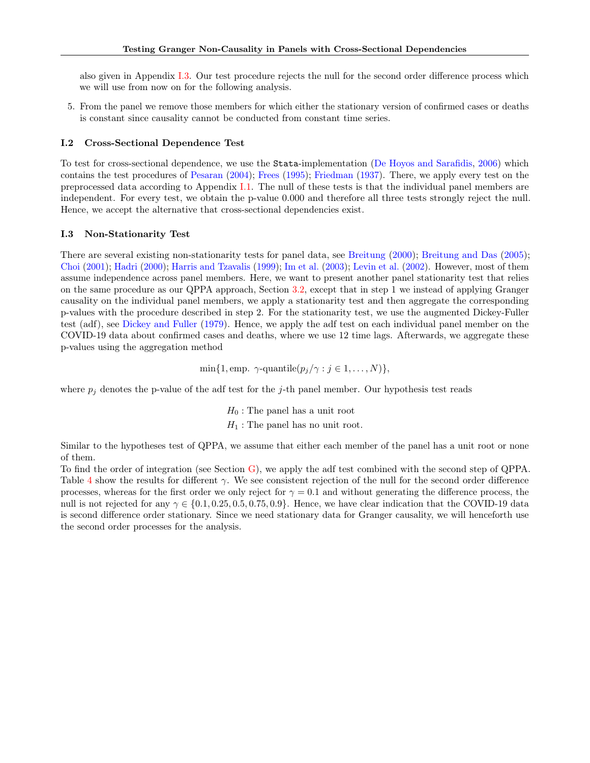also given in Appendix I.3. Our test procedure rejects the null for the second order difference process which we will use from now on for the following analysis.

5. From the panel we remove those members for which either the stationary version of confirmed cases or deaths is constant since causality cannot be conducted from constant time series.

### I.2 Cross-Sectional Dependence Test

To test for cross-sectional dependence, we use the `Stata`-implementation (De Hoyos and Sarafidis, 2006) which contains the test procedures of Pesaran (2004); Frees (1995); Friedman (1937). There, we apply every test on the preprocessed data according to Appendix I.1. The null of these tests is that the individual panel members are independent. For every test, we obtain the p-value 0.000 and therefore all three tests strongly reject the null. Hence, we accept the alternative that cross-sectional dependencies exist.

### I.3 Non-Stationarity Test

There are several existing non-stationarity tests for panel data, see Breitung (2000); Breitung and Das (2005); Choi (2001); Hadri (2000); Harris and Tzavalis (1999); Im et al. (2003); Levin et al. (2002). However, most of them assume independence across panel members. Here, we want to present another panel stationarity test that relies on the same procedure as our QPPA approach, Section 3.2, except that in step 1 we instead of applying Granger causality on the individual panel members, we apply a stationarity test and then aggregate the corresponding p-values with the procedure described in step 2. For the stationarity test, we use the augmented Dickey-Fuller test (adf), see Dickey and Fuller (1979). Hence, we apply the adf test on each individual panel member on the COVID-19 data about confirmed cases and deaths, where we use 12 time lags. Afterwards, we aggregate these p-values using the aggregation method

$$\min\{1, \text{emp. } \gamma\text{-quantile}(p_j/\gamma : j \in 1, \ldots, N)\},$$

where $p_j$ denotes the p-value of the adf test for the $j$-th panel member. Our hypothesis test reads

$$H_0 : \text{The panel has a unit root}$$
$$H_1 : \text{The panel has no unit root.}$$

Similar to the hypotheses test of QPPA, we assume that either each member of the panel has a unit root or none of them.

To find the order of integration (see Section G), we apply the adf test combined with the second step of QPPA. Table 4 show the results for different $\gamma$. We see consistent rejection of the null for the second order difference processes, whereas for the first order we only reject for $\gamma = 0.1$ and without generating the difference process, the null is not rejected for any $\gamma \in \{0.1, 0.25, 0.5, 0.75, 0.9\}$. Hence, we have clear indication that the COVID-19 data is second difference order stationary. Since we need stationary data for Granger causality, we will henceforth use the second order processes for the analysis.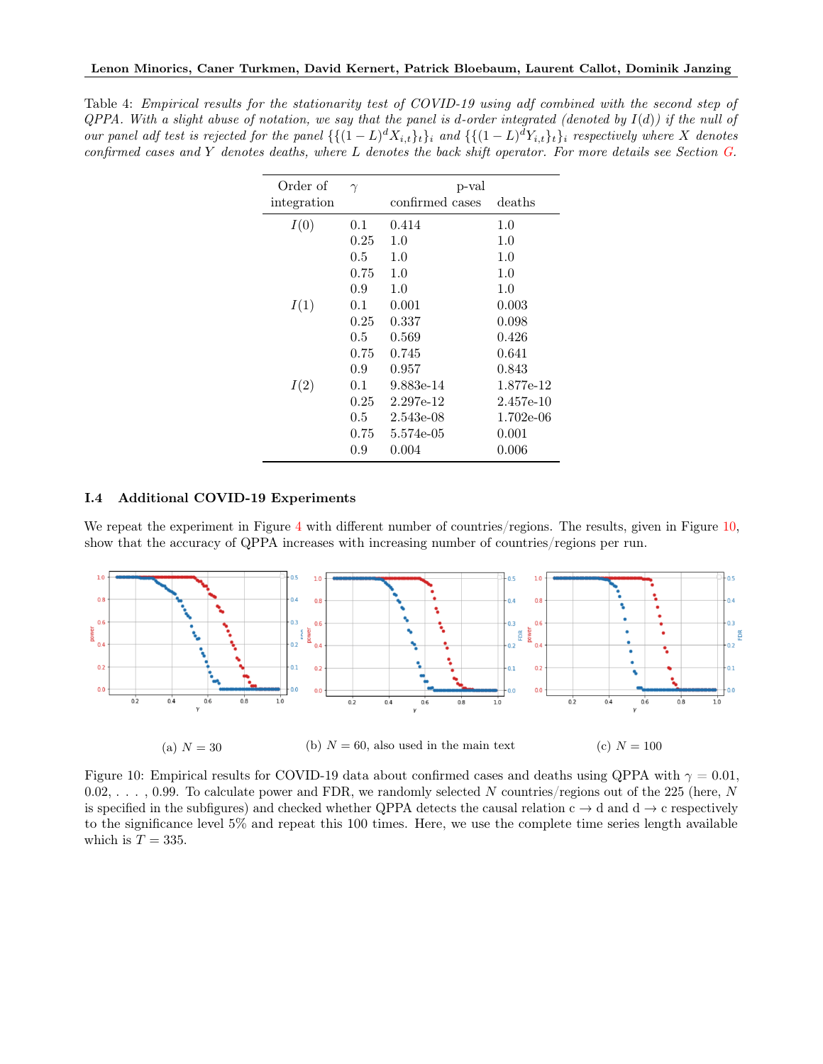Table 4: *Empirical results for the stationarity test of COVID-19 using adf combined with the second step of QPPA. With a slight abuse of notation, we say that the panel is d-order integrated (denoted by $I(d)$) if the null of our panel adf test is rejected for the panel $\{\{(1-L)^d X_{i,t}\}_t\}_i$ and $\{\{(1-L)^d Y_{i,t}\}_t\}_i$ respectively where $X$ denotes confirmed cases and $Y$ denotes deaths, where $L$ denotes the back shift operator. For more details see Section G.*

| Order of integration | $\gamma$ | p-val confirmed cases | deaths |
|---|---|---|---|
| $I(0)$ | 0.1 | 0.414 | 1.0 |
| | 0.25 | 1.0 | 1.0 |
| | 0.5 | 1.0 | 1.0 |
| | 0.75 | 1.0 | 1.0 |
| | 0.9 | 1.0 | 1.0 |
| $I(1)$ | 0.1 | 0.001 | 0.003 |
| | 0.25 | 0.337 | 0.098 |
| | 0.5 | 0.569 | 0.426 |
| | 0.75 | 0.745 | 0.641 |
| | 0.9 | 0.957 | 0.843 |
| $I(2)$ | 0.1 | 9.883e-14 | 1.877e-12 |
| | 0.25 | 2.297e-12 | 2.457e-10 |
| | 0.5 | 2.543e-08 | 1.702e-06 |
| | 0.75 | 5.574e-05 | 0.001 |
| | 0.9 | 0.004 | 0.006 |

### I.4 Additional COVID-19 Experiments

We repeat the experiment in Figure 4 with different number of countries/regions. The results, given in Figure 10, show that the accuracy of QPPA increases with increasing number of countries/regions per run.

(a) $N = 30$

(b) $N = 60$, also used in the main text

(c) $N = 100$

Figure 10: Empirical results for COVID-19 data about confirmed cases and deaths using QPPA with $\gamma = 0.01, 0.02, \ldots, 0.99$. To calculate power and FDR, we randomly selected $N$ countries/regions out of the 225 (here, $N$ is specified in the subfigures) and checked whether QPPA detects the causal relation c → d and d → c respectively to the significance level 5% and repeat this 100 times. Here, we use the complete time series length available which is $T = 335$.